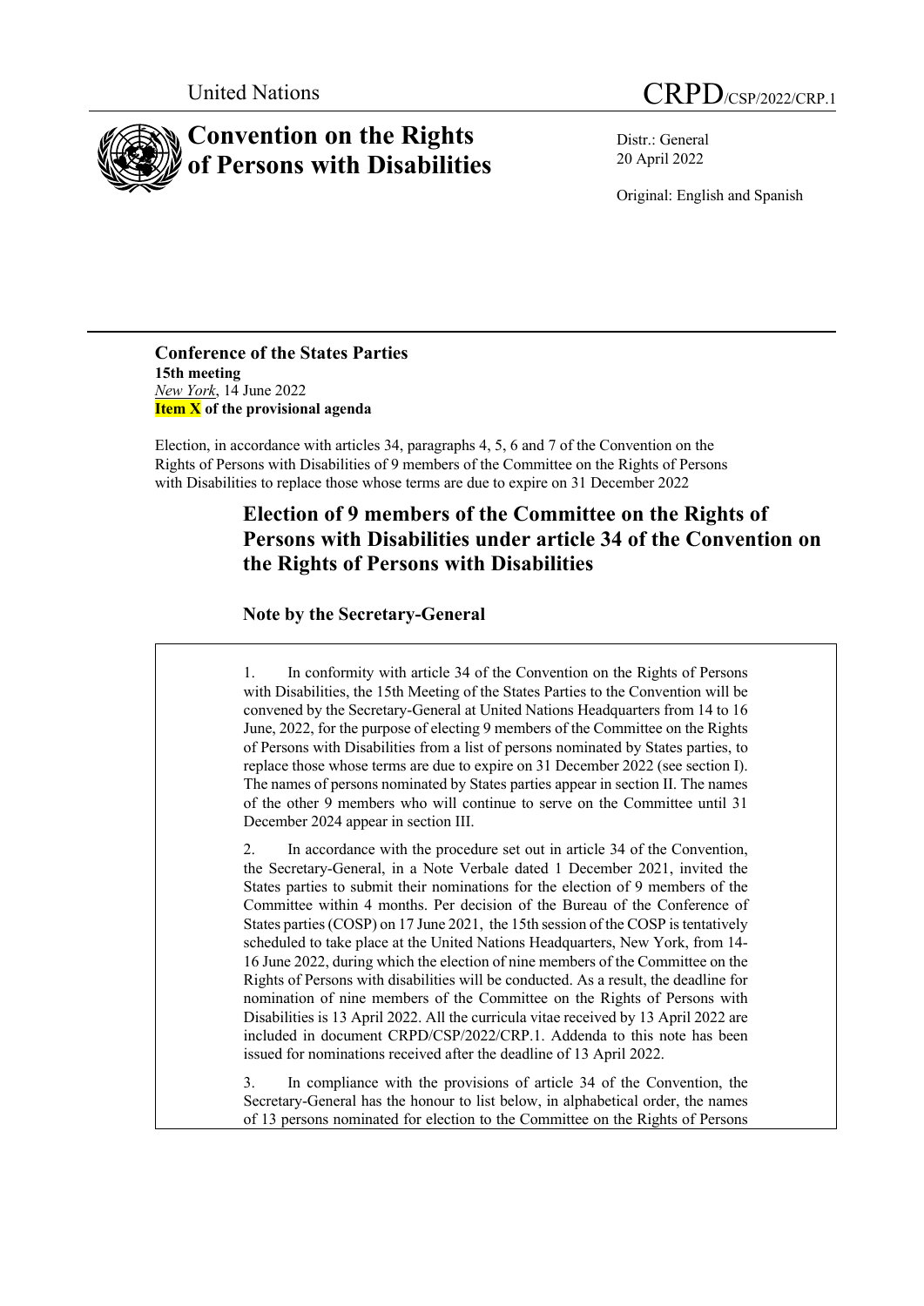United Nations

CRPD/CSP/2022/CRP.1

# Convention on the Rights of Persons with Disabilities

Distr.: General
20 April 2022

Original: English and Spanish

**Conference of the States Parties**
**15th meeting**
*New York*, 14 June 2022
**Item X of the provisional agenda**

Election, in accordance with articles 34, paragraphs 4, 5, 6 and 7 of the Convention on the Rights of Persons with Disabilities of 9 members of the Committee on the Rights of Persons with Disabilities to replace those whose terms are due to expire on 31 December 2022

## Election of 9 members of the Committee on the Rights of Persons with Disabilities under article 34 of the Convention on the Rights of Persons with Disabilities

### Note by the Secretary-General

1. In conformity with article 34 of the Convention on the Rights of Persons with Disabilities, the 15th Meeting of the States Parties to the Convention will be convened by the Secretary-General at United Nations Headquarters from 14 to 16 June, 2022, for the purpose of electing 9 members of the Committee on the Rights of Persons with Disabilities from a list of persons nominated by States parties, to replace those whose terms are due to expire on 31 December 2022 (see section I). The names of persons nominated by States parties appear in section II. The names of the other 9 members who will continue to serve on the Committee until 31 December 2024 appear in section III.

2. In accordance with the procedure set out in article 34 of the Convention, the Secretary-General, in a Note Verbale dated 1 December 2021, invited the States parties to submit their nominations for the election of 9 members of the Committee within 4 months. Per decision of the Bureau of the Conference of States parties (COSP) on 17 June 2021, the 15th session of the COSP is tentatively scheduled to take place at the United Nations Headquarters, New York, from 14-16 June 2022, during which the election of nine members of the Committee on the Rights of Persons with disabilities will be conducted. As a result, the deadline for nomination of nine members of the Committee on the Rights of Persons with Disabilities is 13 April 2022. All the curricula vitae received by 13 April 2022 are included in document CRPD/CSP/2022/CRP.1. Addenda to this note has been issued for nominations received after the deadline of 13 April 2022.

3. In compliance with the provisions of article 34 of the Convention, the Secretary-General has the honour to list below, in alphabetical order, the names of 13 persons nominated for election to the Committee on the Rights of Persons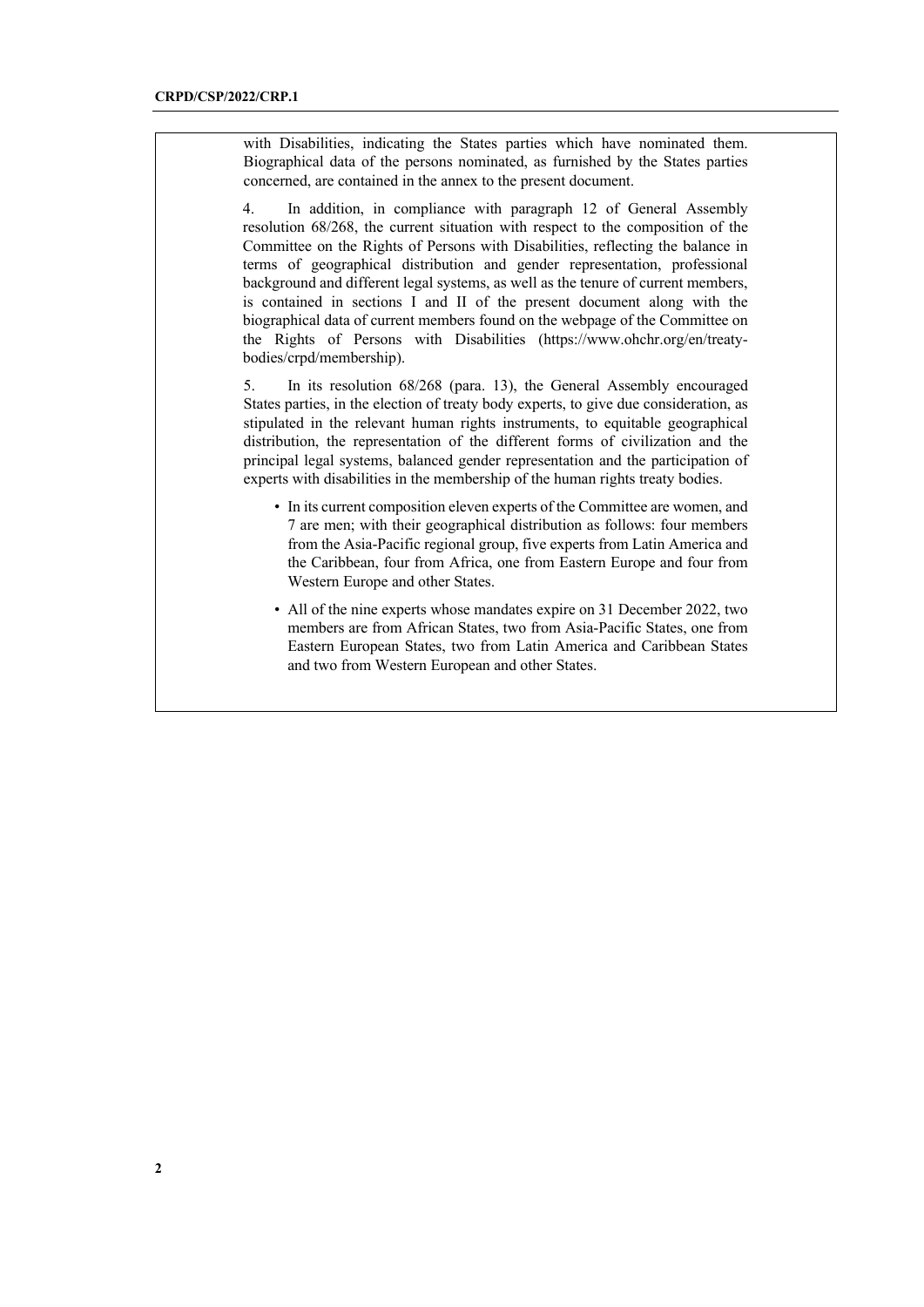with Disabilities, indicating the States parties which have nominated them. Biographical data of the persons nominated, as furnished by the States parties concerned, are contained in the annex to the present document.

4. In addition, in compliance with paragraph 12 of General Assembly resolution 68/268, the current situation with respect to the composition of the Committee on the Rights of Persons with Disabilities, reflecting the balance in terms of geographical distribution and gender representation, professional background and different legal systems, as well as the tenure of current members, is contained in sections I and II of the present document along with the biographical data of current members found on the webpage of the Committee on the Rights of Persons with Disabilities (https://www.ohchr.org/en/treaty-bodies/crpd/membership).

5. In its resolution 68/268 (para. 13), the General Assembly encouraged States parties, in the election of treaty body experts, to give due consideration, as stipulated in the relevant human rights instruments, to equitable geographical distribution, the representation of the different forms of civilization and the principal legal systems, balanced gender representation and the participation of experts with disabilities in the membership of the human rights treaty bodies.

- In its current composition eleven experts of the Committee are women, and 7 are men; with their geographical distribution as follows: four members from the Asia-Pacific regional group, five experts from Latin America and the Caribbean, four from Africa, one from Eastern Europe and four from Western Europe and other States.
- All of the nine experts whose mandates expire on 31 December 2022, two members are from African States, two from Asia-Pacific States, one from Eastern European States, two from Latin America and Caribbean States and two from Western European and other States.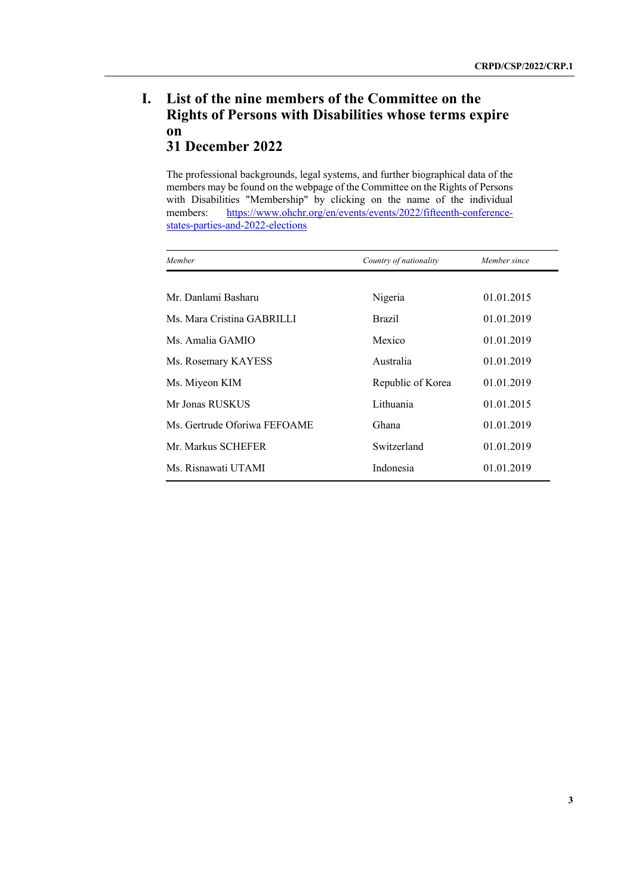# I. List of the nine members of the Committee on the Rights of Persons with Disabilities whose terms expire on 31 December 2022

The professional backgrounds, legal systems, and further biographical data of the members may be found on the webpage of the Committee on the Rights of Persons with Disabilities "Membership" by clicking on the name of the individual members: https://www.ohchr.org/en/events/events/2022/fifteenth-conference-states-parties-and-2022-elections

| *Member* | *Country of nationality* | *Member since* |
|---|---|---|
| Mr. Danlami Basharu | Nigeria | 01.01.2015 |
| Ms. Mara Cristina GABRILLI | Brazil | 01.01.2019 |
| Ms. Amalia GAMIO | Mexico | 01.01.2019 |
| Ms. Rosemary KAYESS | Australia | 01.01.2019 |
| Ms. Miyeon KIM | Republic of Korea | 01.01.2019 |
| Mr Jonas RUSKUS | Lithuania | 01.01.2015 |
| Ms. Gertrude Oforiwa FEFOAME | Ghana | 01.01.2019 |
| Mr. Markus SCHEFER | Switzerland | 01.01.2019 |
| Ms. Risnawati UTAMI | Indonesia | 01.01.2019 |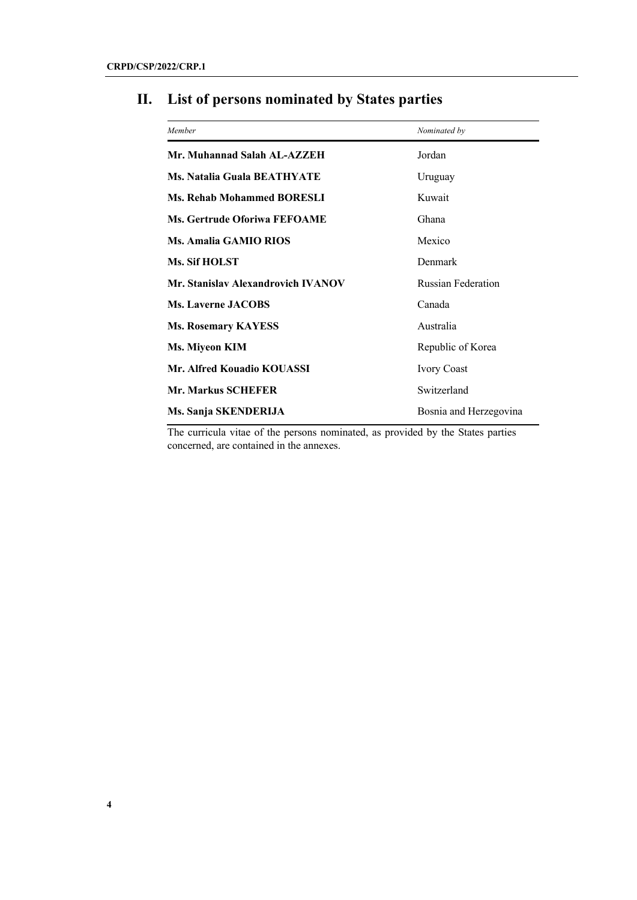## II. List of persons nominated by States parties

| *Member* | *Nominated by* |
|---|---|
| **Mr. Muhannad Salah AL-AZZEH** | Jordan |
| **Ms. Natalia Guala BEATHYATE** | Uruguay |
| **Ms. Rehab Mohammed BORESLI** | Kuwait |
| **Ms. Gertrude Oforiwa FEFOAME** | Ghana |
| **Ms. Amalia GAMIO RIOS** | Mexico |
| **Ms. Sif HOLST** | Denmark |
| **Mr. Stanislav Alexandrovich IVANOV** | Russian Federation |
| **Ms. Laverne JACOBS** | Canada |
| **Ms. Rosemary KAYESS** | Australia |
| **Ms. Miyeon KIM** | Republic of Korea |
| **Mr. Alfred Kouadio KOUASSI** | Ivory Coast |
| **Mr. Markus SCHEFER** | Switzerland |
| **Ms. Sanja SKENDERIJA** | Bosnia and Herzegovina |

The curricula vitae of the persons nominated, as provided by the States parties concerned, are contained in the annexes.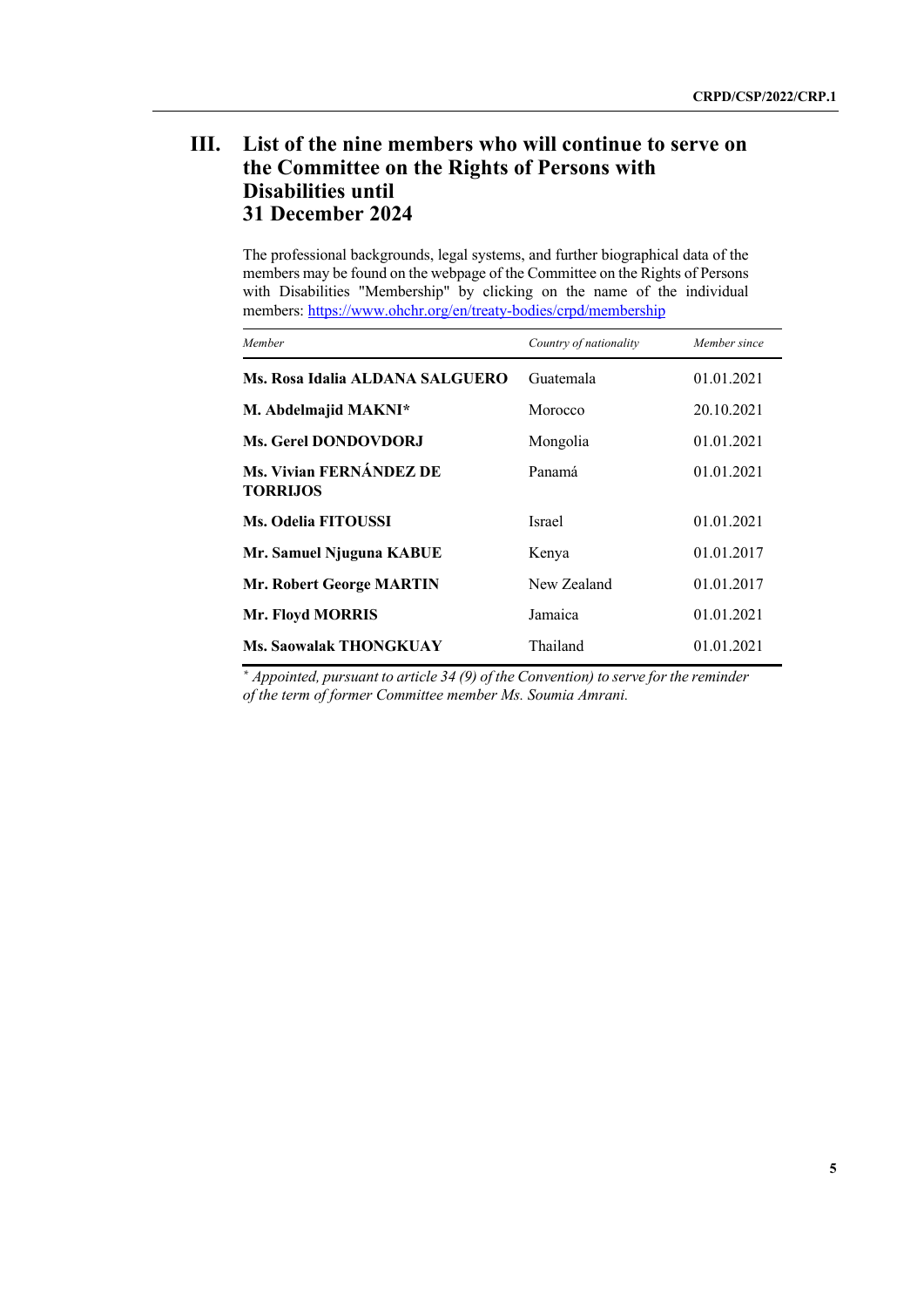## III. List of the nine members who will continue to serve on the Committee on the Rights of Persons with Disabilities until 31 December 2024

The professional backgrounds, legal systems, and further biographical data of the members may be found on the webpage of the Committee on the Rights of Persons with Disabilities "Membership" by clicking on the name of the individual members: [https://www.ohchr.org/en/treaty-bodies/crpd/membership](https://www.ohchr.org/en/treaty-bodies/crpd/membership)

| *Member* | *Country of nationality* | *Member since* |
|---|---|---|
| **Ms. Rosa Idalia ALDANA SALGUERO** | Guatemala | 01.01.2021 |
| **M. Abdelmajid MAKNI*** | Morocco | 20.10.2021 |
| **Ms. Gerel DONDOVDORJ** | Mongolia | 01.01.2021 |
| **Ms. Vivian FERNÁNDEZ DE TORRIJOS** | Panamá | 01.01.2021 |
| **Ms. Odelia FITOUSSI** | Israel | 01.01.2021 |
| **Mr. Samuel Njuguna KABUE** | Kenya | 01.01.2017 |
| **Mr. Robert George MARTIN** | New Zealand | 01.01.2017 |
| **Mr. Floyd MORRIS** | Jamaica | 01.01.2021 |
| **Ms. Saowalak THONGKUAY** | Thailand | 01.01.2021 |

\* *Appointed, pursuant to article 34 (9) of the Convention) to serve for the reminder of the term of former Committee member Ms. Soumia Amrani.*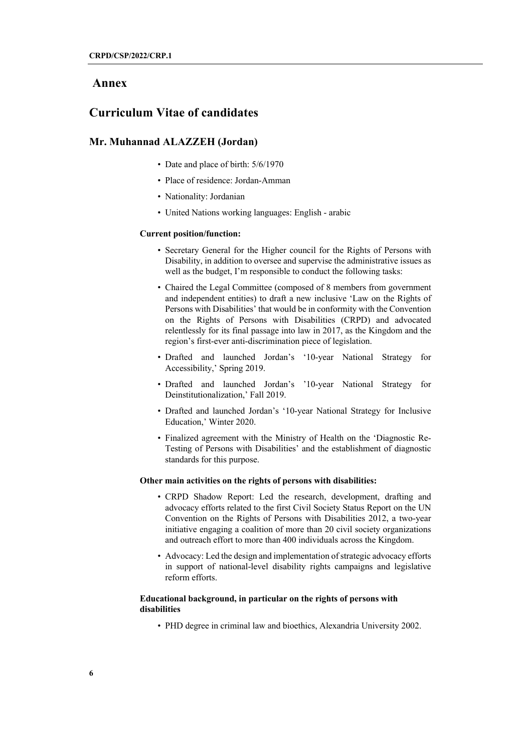# Annex

## Curriculum Vitae of candidates

### Mr. Muhannad ALAZZEH (Jordan)

- Date and place of birth: 5/6/1970
- Place of residence: Jordan-Amman
- Nationality: Jordanian
- United Nations working languages: English - arabic

#### Current position/function:

- Secretary General for the Higher council for the Rights of Persons with Disability, in addition to oversee and supervise the administrative issues as well as the budget, I'm responsible to conduct the following tasks:
- Chaired the Legal Committee (composed of 8 members from government and independent entities) to draft a new inclusive 'Law on the Rights of Persons with Disabilities' that would be in conformity with the Convention on the Rights of Persons with Disabilities (CRPD) and advocated relentlessly for its final passage into law in 2017, as the Kingdom and the region's first-ever anti-discrimination piece of legislation.
- Drafted and launched Jordan's '10-year National Strategy for Accessibility,' Spring 2019.
- Drafted and launched Jordan's '10-year National Strategy for Deinstitutionalization,' Fall 2019.
- Drafted and launched Jordan's '10-year National Strategy for Inclusive Education,' Winter 2020.
- Finalized agreement with the Ministry of Health on the 'Diagnostic Re-Testing of Persons with Disabilities' and the establishment of diagnostic standards for this purpose.

#### Other main activities on the rights of persons with disabilities:

- CRPD Shadow Report: Led the research, development, drafting and advocacy efforts related to the first Civil Society Status Report on the UN Convention on the Rights of Persons with Disabilities 2012, a two-year initiative engaging a coalition of more than 20 civil society organizations and outreach effort to more than 400 individuals across the Kingdom.
- Advocacy: Led the design and implementation of strategic advocacy efforts in support of national-level disability rights campaigns and legislative reform efforts.

#### Educational background, in particular on the rights of persons with disabilities

- PHD degree in criminal law and bioethics, Alexandria University 2002.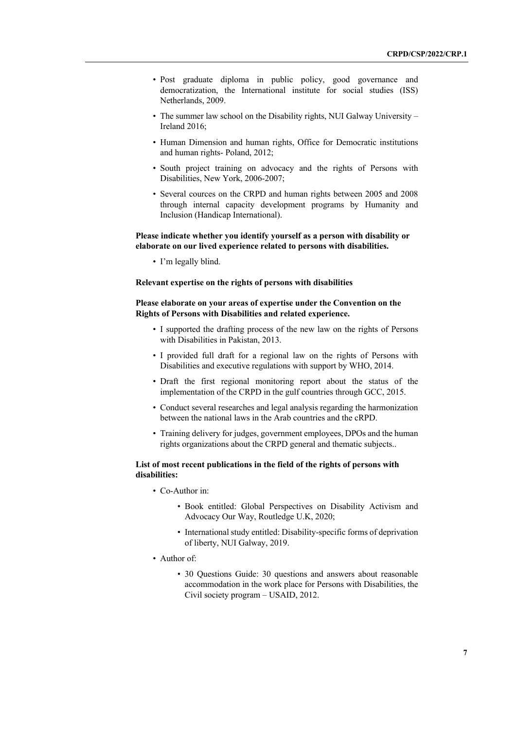- Post graduate diploma in public policy, good governance and democratization, the International institute for social studies (ISS) Netherlands, 2009.
- The summer law school on the Disability rights, NUI Galway University – Ireland 2016;
- Human Dimension and human rights, Office for Democratic institutions and human rights- Poland, 2012;
- South project training on advocacy and the rights of Persons with Disabilities, New York, 2006-2007;
- Several cources on the CRPD and human rights between 2005 and 2008 through internal capacity development programs by Humanity and Inclusion (Handicap International).

**Please indicate whether you identify yourself as a person with disability or elaborate on our lived experience related to persons with disabilities.**

- I'm legally blind.

**Relevant expertise on the rights of persons with disabilities**

**Please elaborate on your areas of expertise under the Convention on the Rights of Persons with Disabilities and related experience.**

- I supported the drafting process of the new law on the rights of Persons with Disabilities in Pakistan, 2013.
- I provided full draft for a regional law on the rights of Persons with Disabilities and executive regulations with support by WHO, 2014.
- Draft the first regional monitoring report about the status of the implementation of the CRPD in the gulf countries through GCC, 2015.
- Conduct several researches and legal analysis regarding the harmonization between the national laws in the Arab countries and the cRPD.
- Training delivery for judges, government employees, DPOs and the human rights organizations about the CRPD general and thematic subjects..

**List of most recent publications in the field of the rights of persons with disabilities:**

- Co-Author in:
  - Book entitled: Global Perspectives on Disability Activism and Advocacy Our Way, Routledge U.K, 2020;
  - International study entitled: Disability-specific forms of deprivation of liberty, NUI Galway, 2019.
- Author of:
  - 30 Questions Guide: 30 questions and answers about reasonable accommodation in the work place for Persons with Disabilities, the Civil society program – USAID, 2012.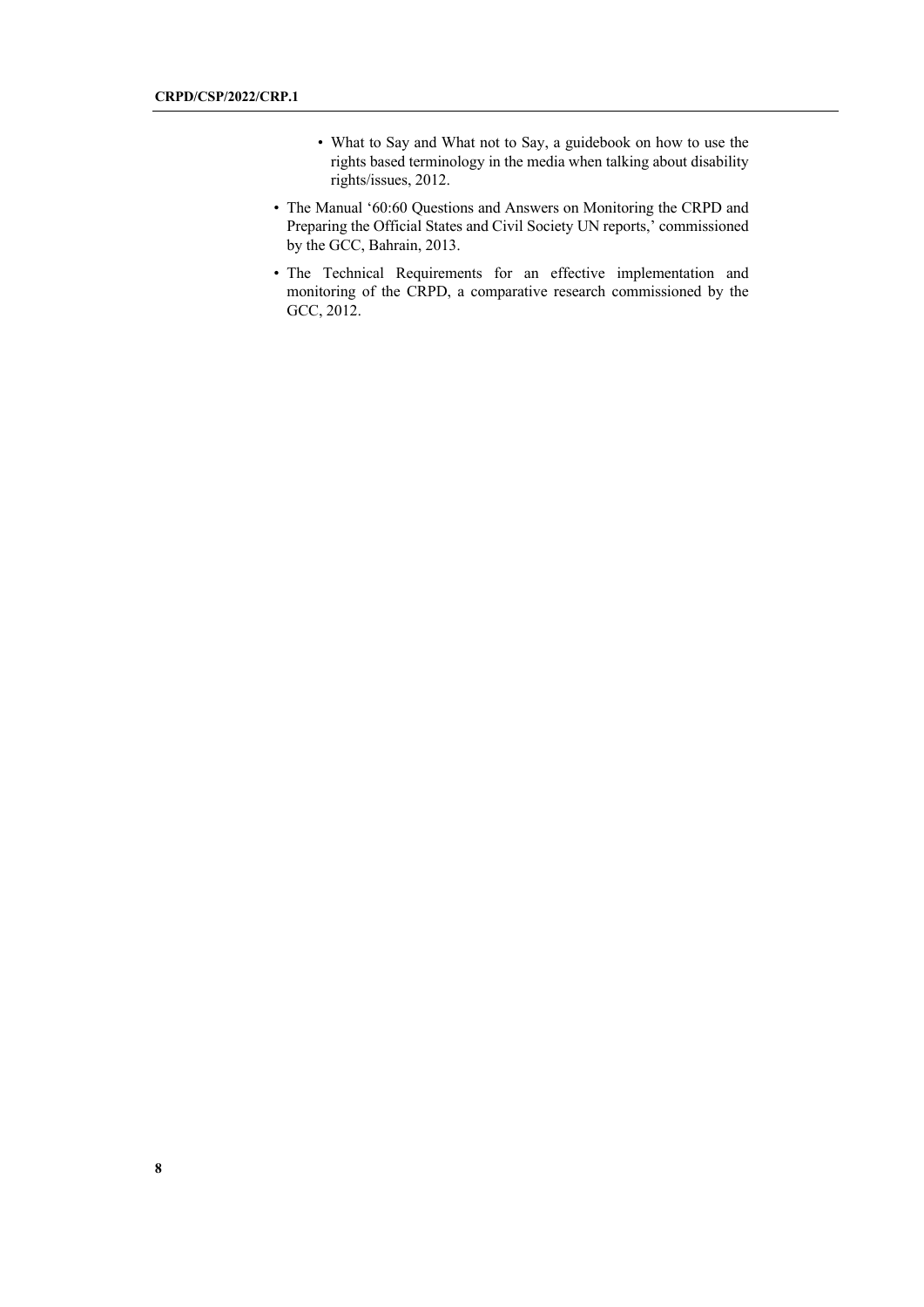- What to Say and What not to Say, a guidebook on how to use the rights based terminology in the media when talking about disability rights/issues, 2012.

- The Manual '60:60 Questions and Answers on Monitoring the CRPD and Preparing the Official States and Civil Society UN reports,' commissioned by the GCC, Bahrain, 2013.
- The Technical Requirements for an effective implementation and monitoring of the CRPD, a comparative research commissioned by the GCC, 2012.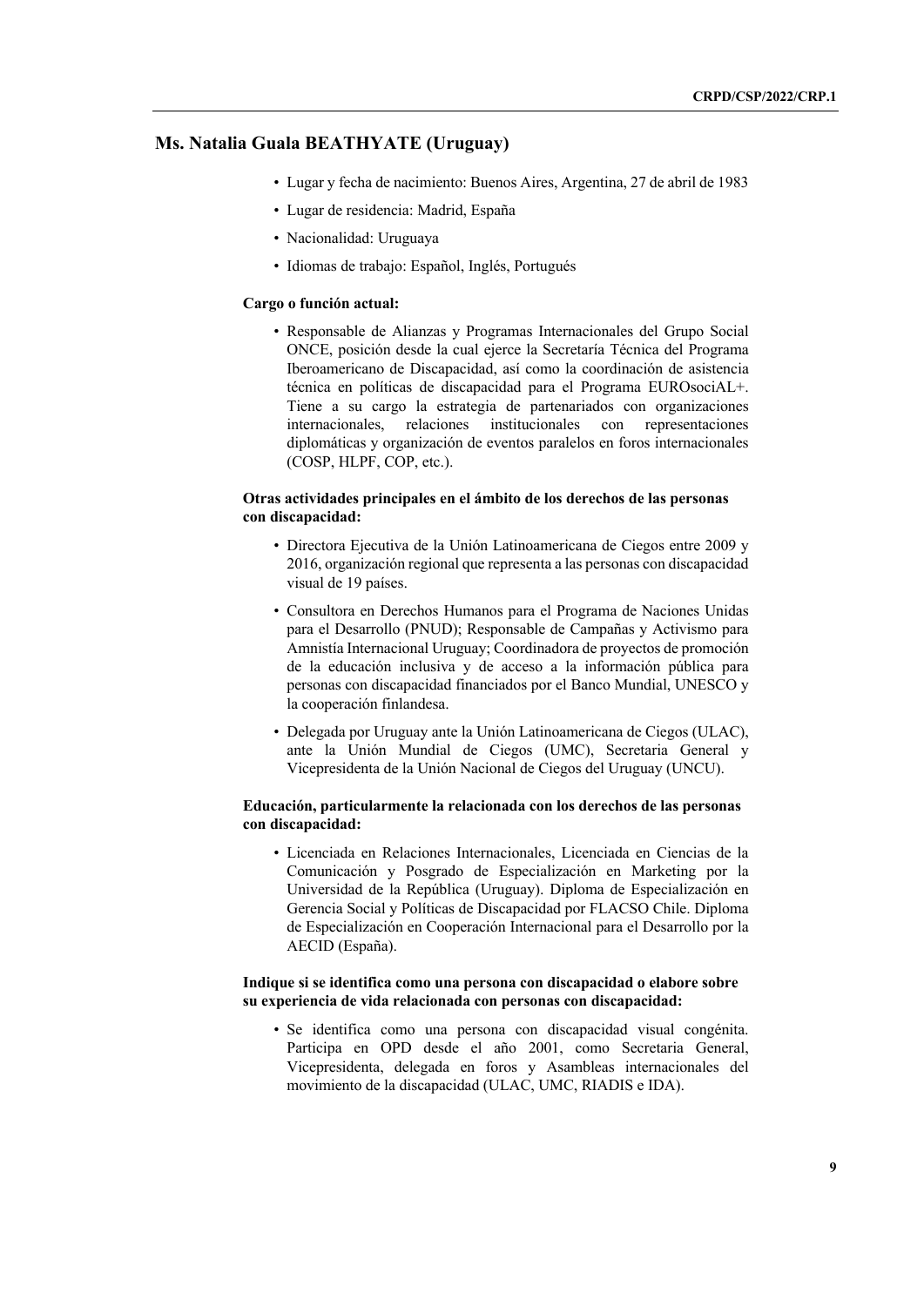## Ms. Natalia Guala BEATHYATE (Uruguay)

- Lugar y fecha de nacimiento: Buenos Aires, Argentina, 27 de abril de 1983
- Lugar de residencia: Madrid, España
- Nacionalidad: Uruguaya
- Idiomas de trabajo: Español, Inglés, Portugués

**Cargo o función actual:**

- Responsable de Alianzas y Programas Internacionales del Grupo Social ONCE, posición desde la cual ejerce la Secretaría Técnica del Programa Iberoamericano de Discapacidad, así como la coordinación de asistencia técnica en políticas de discapacidad para el Programa EUROsociAL+. Tiene a su cargo la estrategia de partenariados con organizaciones internacionales, relaciones institucionales con representaciones diplomáticas y organización de eventos paralelos en foros internacionales (COSP, HLPF, COP, etc.).

**Otras actividades principales en el ámbito de los derechos de las personas con discapacidad:**

- Directora Ejecutiva de la Unión Latinoamericana de Ciegos entre 2009 y 2016, organización regional que representa a las personas con discapacidad visual de 19 países.
- Consultora en Derechos Humanos para el Programa de Naciones Unidas para el Desarrollo (PNUD); Responsable de Campañas y Activismo para Amnistía Internacional Uruguay; Coordinadora de proyectos de promoción de la educación inclusiva y de acceso a la información pública para personas con discapacidad financiados por el Banco Mundial, UNESCO y la cooperación finlandesa.
- Delegada por Uruguay ante la Unión Latinoamericana de Ciegos (ULAC), ante la Unión Mundial de Ciegos (UMC), Secretaria General y Vicepresidenta de la Unión Nacional de Ciegos del Uruguay (UNCU).

**Educación, particularmente la relacionada con los derechos de las personas con discapacidad:**

- Licenciada en Relaciones Internacionales, Licenciada en Ciencias de la Comunicación y Posgrado de Especialización en Marketing por la Universidad de la República (Uruguay). Diploma de Especialización en Gerencia Social y Políticas de Discapacidad por FLACSO Chile. Diploma de Especialización en Cooperación Internacional para el Desarrollo por la AECID (España).

**Indique si se identifica como una persona con discapacidad o elabore sobre su experiencia de vida relacionada con personas con discapacidad:**

- Se identifica como una persona con discapacidad visual congénita. Participa en OPD desde el año 2001, como Secretaria General, Vicepresidenta, delegada en foros y Asambleas internacionales del movimiento de la discapacidad (ULAC, UMC, RIADIS e IDA).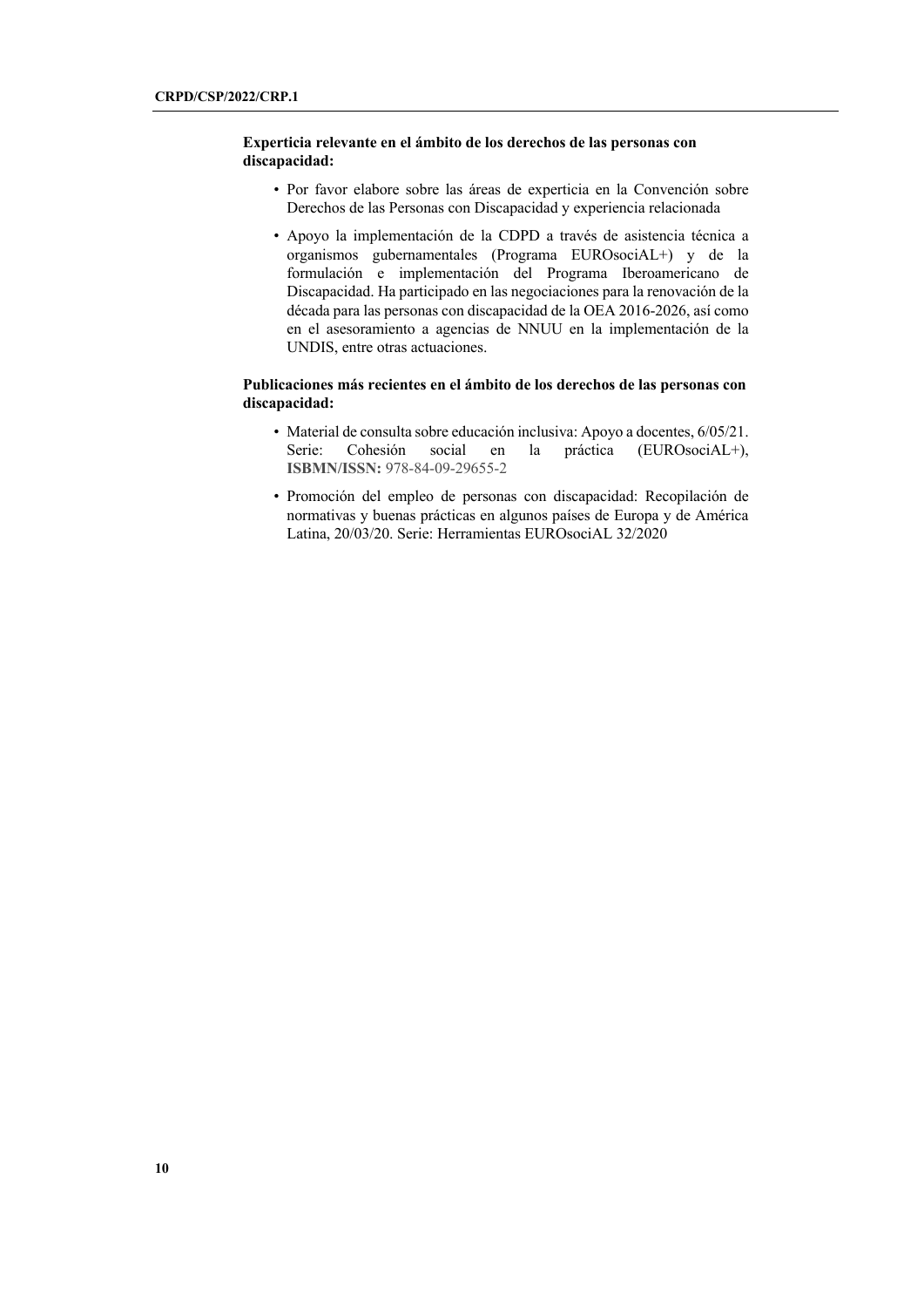**Experticia relevante en el ámbito de los derechos de las personas con discapacidad:**

- Por favor elabore sobre las áreas de experticia en la Convención sobre Derechos de las Personas con Discapacidad y experiencia relacionada
- Apoyo la implementación de la CDPD a través de asistencia técnica a organismos gubernamentales (Programa EUROsociAL+) y de la formulación e implementación del Programa Iberoamericano de Discapacidad. Ha participado en las negociaciones para la renovación de la década para las personas con discapacidad de la OEA 2016-2026, así como en el asesoramiento a agencias de NNUU en la implementación de la UNDIS, entre otras actuaciones.

**Publicaciones más recientes en el ámbito de los derechos de las personas con discapacidad:**

- Material de consulta sobre educación inclusiva: Apoyo a docentes, 6/05/21. Serie: Cohesión social en la práctica (EUROsociAL+), **ISBMN/ISSN:** 978-84-09-29655-2
- Promoción del empleo de personas con discapacidad: Recopilación de normativas y buenas prácticas en algunos países de Europa y de América Latina, 20/03/20. Serie: Herramientas EUROsociAL 32/2020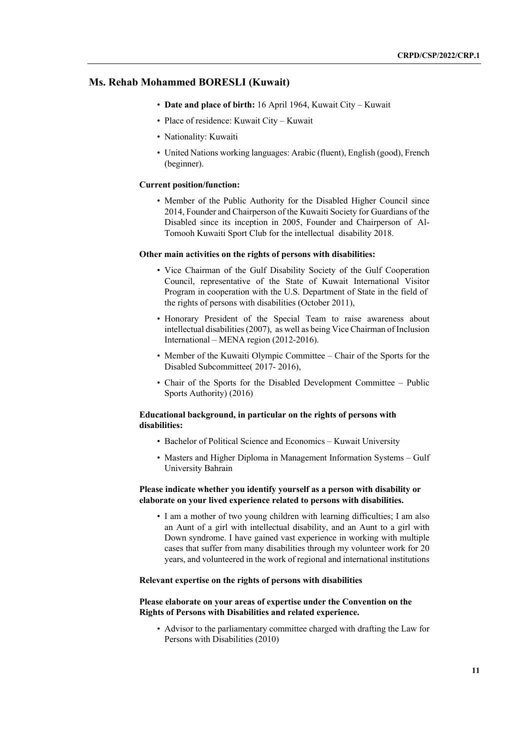## Ms. Rehab Mohammed BORESLI (Kuwait)

- **Date and place of birth:** 16 April 1964, Kuwait City – Kuwait
- Place of residence: Kuwait City – Kuwait
- Nationality: Kuwaiti
- United Nations working languages: Arabic (fluent), English (good), French (beginner).

**Current position/function:**

- Member of the Public Authority for the Disabled Higher Council since 2014, Founder and Chairperson of the Kuwaiti Society for Guardians of the Disabled since its inception in 2005, Founder and Chairperson of Al-Tomooh Kuwaiti Sport Club for the intellectual disability 2018.

**Other main activities on the rights of persons with disabilities:**

- Vice Chairman of the Gulf Disability Society of the Gulf Cooperation Council, representative of the State of Kuwait International Visitor Program in cooperation with the U.S. Department of State in the field of the rights of persons with disabilities (October 2011),
- Honorary President of the Special Team to raise awareness about intellectual disabilities (2007), as well as being Vice Chairman of Inclusion International – MENA region (2012-2016).
- Member of the Kuwaiti Olympic Committee – Chair of the Sports for the Disabled Subcommittee( 2017- 2016),
- Chair of the Sports for the Disabled Development Committee – Public Sports Authority) (2016)

**Educational background, in particular on the rights of persons with disabilities:**

- Bachelor of Political Science and Economics – Kuwait University
- Masters and Higher Diploma in Management Information Systems – Gulf University Bahrain

**Please indicate whether you identify yourself as a person with disability or elaborate on your lived experience related to persons with disabilities.**

- I am a mother of two young children with learning difficulties; I am also an Aunt of a girl with intellectual disability, and an Aunt to a girl with Down syndrome. I have gained vast experience in working with multiple cases that suffer from many disabilities through my volunteer work for 20 years, and volunteered in the work of regional and international institutions

**Relevant expertise on the rights of persons with disabilities**

**Please elaborate on your areas of expertise under the Convention on the Rights of Persons with Disabilities and related experience.**

- Advisor to the parliamentary committee charged with drafting the Law for Persons with Disabilities (2010)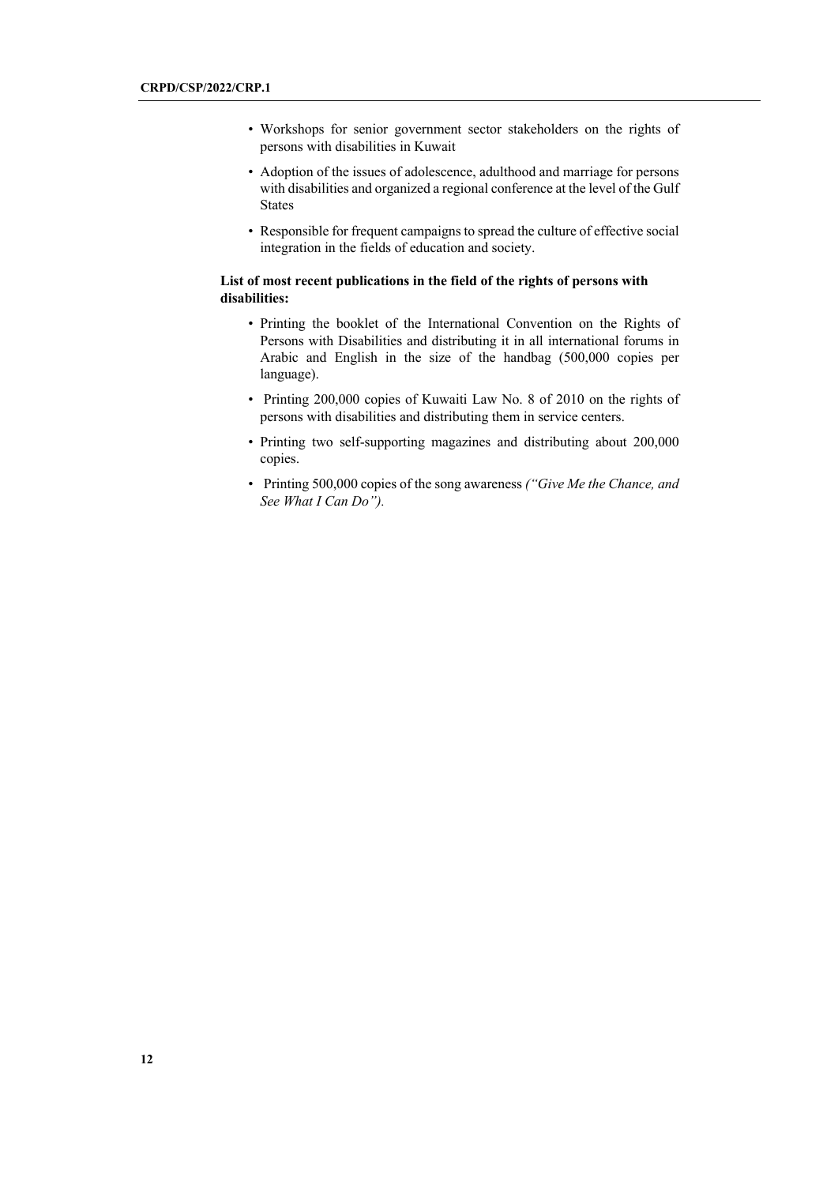- Workshops for senior government sector stakeholders on the rights of persons with disabilities in Kuwait
- Adoption of the issues of adolescence, adulthood and marriage for persons with disabilities and organized a regional conference at the level of the Gulf States
- Responsible for frequent campaigns to spread the culture of effective social integration in the fields of education and society.

**List of most recent publications in the field of the rights of persons with disabilities:**

- Printing the booklet of the International Convention on the Rights of Persons with Disabilities and distributing it in all international forums in Arabic and English in the size of the handbag (500,000 copies per language).
- Printing 200,000 copies of Kuwaiti Law No. 8 of 2010 on the rights of persons with disabilities and distributing them in service centers.
- Printing two self-supporting magazines and distributing about 200,000 copies.
- Printing 500,000 copies of the song awareness *("Give Me the Chance, and See What I Can Do").*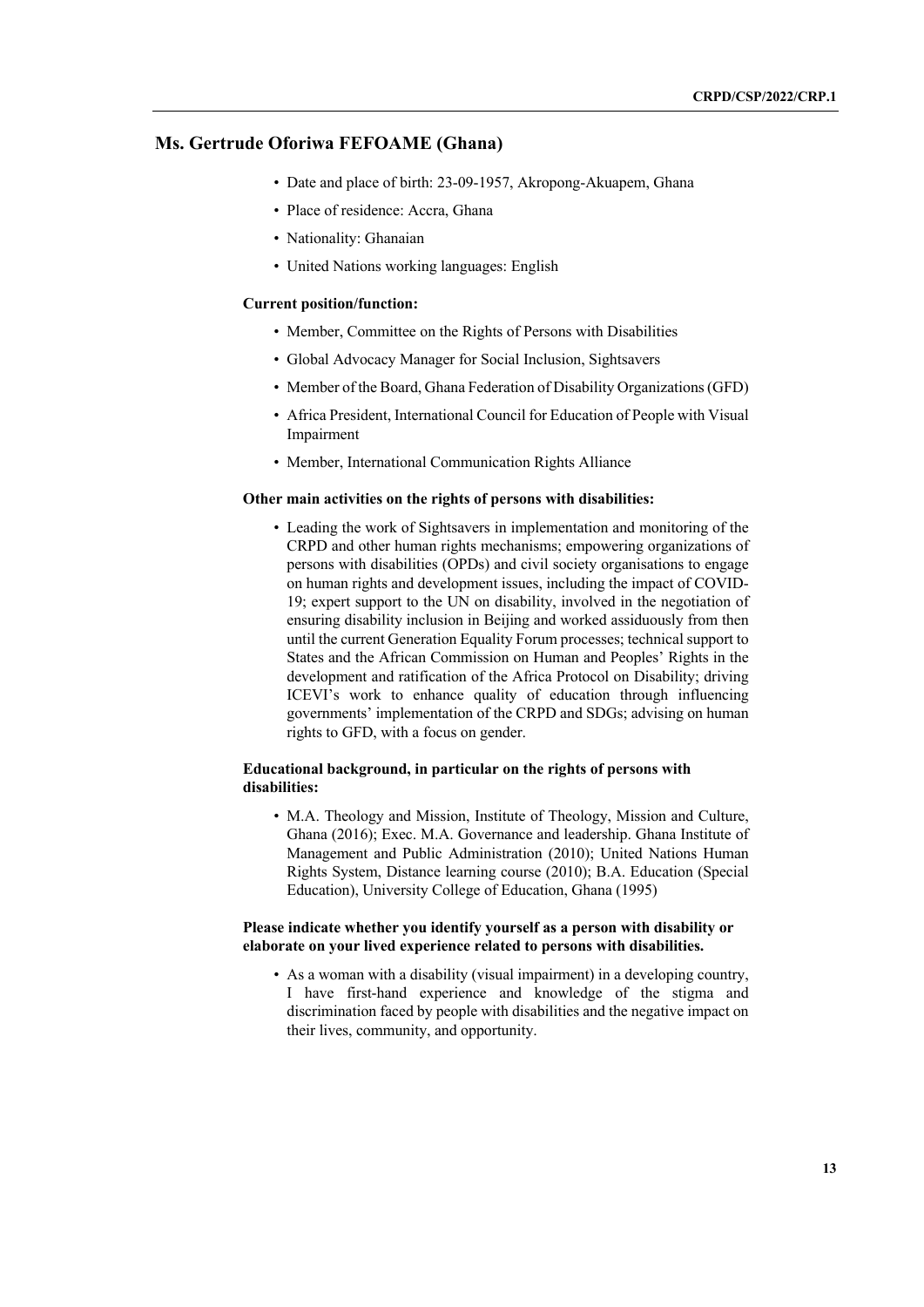## Ms. Gertrude Oforiwa FEFOAME (Ghana)

- Date and place of birth: 23-09-1957, Akropong-Akuapem, Ghana
- Place of residence: Accra, Ghana
- Nationality: Ghanaian
- United Nations working languages: English

**Current position/function:**

- Member, Committee on the Rights of Persons with Disabilities
- Global Advocacy Manager for Social Inclusion, Sightsavers
- Member of the Board, Ghana Federation of Disability Organizations (GFD)
- Africa President, International Council for Education of People with Visual Impairment
- Member, International Communication Rights Alliance

**Other main activities on the rights of persons with disabilities:**

- Leading the work of Sightsavers in implementation and monitoring of the CRPD and other human rights mechanisms; empowering organizations of persons with disabilities (OPDs) and civil society organisations to engage on human rights and development issues, including the impact of COVID-19; expert support to the UN on disability, involved in the negotiation of ensuring disability inclusion in Beijing and worked assiduously from then until the current Generation Equality Forum processes; technical support to States and the African Commission on Human and Peoples' Rights in the development and ratification of the Africa Protocol on Disability; driving ICEVI's work to enhance quality of education through influencing governments' implementation of the CRPD and SDGs; advising on human rights to GFD, with a focus on gender.

**Educational background, in particular on the rights of persons with disabilities:**

- M.A. Theology and Mission, Institute of Theology, Mission and Culture, Ghana (2016); Exec. M.A. Governance and leadership. Ghana Institute of Management and Public Administration (2010); United Nations Human Rights System, Distance learning course (2010); B.A. Education (Special Education), University College of Education, Ghana (1995)

**Please indicate whether you identify yourself as a person with disability or elaborate on your lived experience related to persons with disabilities.**

- As a woman with a disability (visual impairment) in a developing country, I have first-hand experience and knowledge of the stigma and discrimination faced by people with disabilities and the negative impact on their lives, community, and opportunity.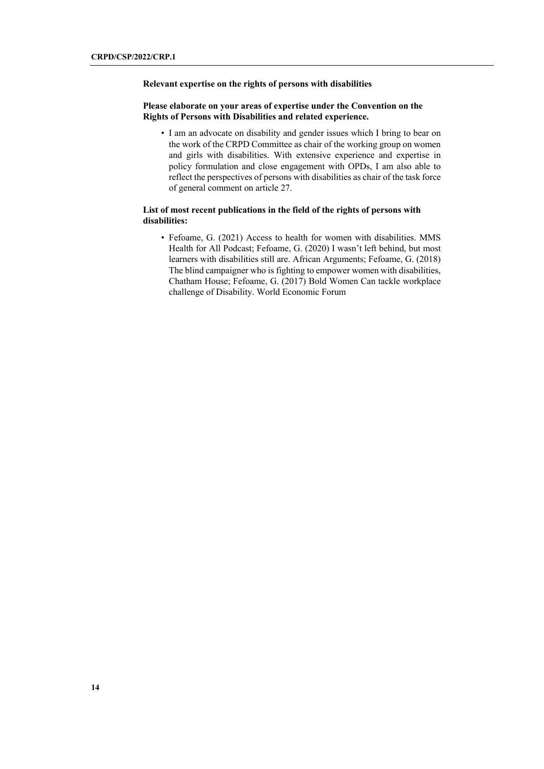**Relevant expertise on the rights of persons with disabilities**

**Please elaborate on your areas of expertise under the Convention on the Rights of Persons with Disabilities and related experience.**

- I am an advocate on disability and gender issues which I bring to bear on the work of the CRPD Committee as chair of the working group on women and girls with disabilities. With extensive experience and expertise in policy formulation and close engagement with OPDs, I am also able to reflect the perspectives of persons with disabilities as chair of the task force of general comment on article 27.

**List of most recent publications in the field of the rights of persons with disabilities:**

- Fefoame, G. (2021) Access to health for women with disabilities. MMS Health for All Podcast; Fefoame, G. (2020) I wasn't left behind, but most learners with disabilities still are. African Arguments; Fefoame, G. (2018) The blind campaigner who is fighting to empower women with disabilities, Chatham House; Fefoame, G. (2017) Bold Women Can tackle workplace challenge of Disability. World Economic Forum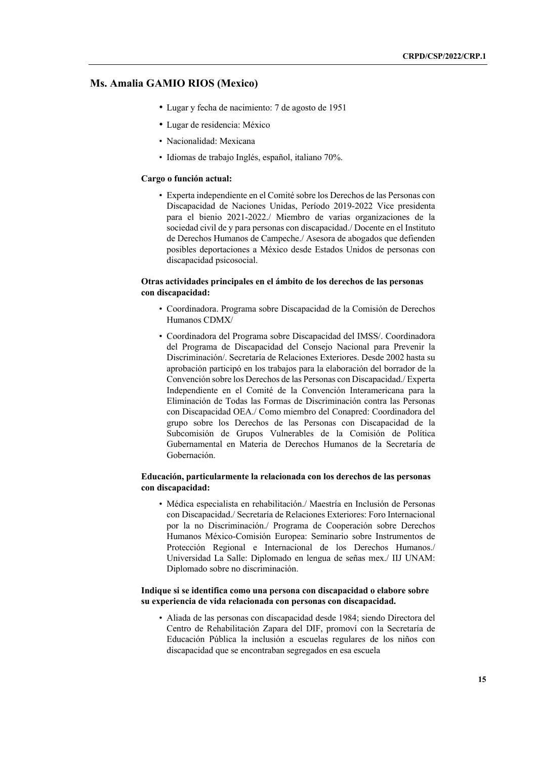## Ms. Amalia GAMIO RIOS (Mexico)

- Lugar y fecha de nacimiento: 7 de agosto de 1951
- Lugar de residencia: México
- Nacionalidad: Mexicana
- Idiomas de trabajo Inglés, español, italiano 70%.

**Cargo o función actual:**

- Experta independiente en el Comité sobre los Derechos de las Personas con Discapacidad de Naciones Unidas, Período 2019-2022 Vice presidenta para el bienio 2021-2022./ Miembro de varias organizaciones de la sociedad civil de y para personas con discapacidad./ Docente en el Instituto de Derechos Humanos de Campeche./ Asesora de abogados que defienden posibles deportaciones a México desde Estados Unidos de personas con discapacidad psicosocial.

**Otras actividades principales en el ámbito de los derechos de las personas con discapacidad:**

- Coordinadora. Programa sobre Discapacidad de la Comisión de Derechos Humanos CDMX/
- Coordinadora del Programa sobre Discapacidad del IMSS/. Coordinadora del Programa de Discapacidad del Consejo Nacional para Prevenir la Discriminación/. Secretaría de Relaciones Exteriores. Desde 2002 hasta su aprobación participó en los trabajos para la elaboración del borrador de la Convención sobre los Derechos de las Personas con Discapacidad./ Experta Independiente en el Comité de la Convención Interamericana para la Eliminación de Todas las Formas de Discriminación contra las Personas con Discapacidad OEA./ Como miembro del Conapred: Coordinadora del grupo sobre los Derechos de las Personas con Discapacidad de la Subcomisión de Grupos Vulnerables de la Comisión de Política Gubernamental en Materia de Derechos Humanos de la Secretaría de Gobernación.

**Educación, particularmente la relacionada con los derechos de las personas con discapacidad:**

- Médica especialista en rehabilitación./ Maestría en Inclusión de Personas con Discapacidad./ Secretaría de Relaciones Exteriores: Foro Internacional por la no Discriminación./ Programa de Cooperación sobre Derechos Humanos México-Comisión Europea: Seminario sobre Instrumentos de Protección Regional e Internacional de los Derechos Humanos./ Universidad La Salle: Diplomado en lengua de señas mex./ IIJ UNAM: Diplomado sobre no discriminación.

**Indique si se identifica como una persona con discapacidad o elabore sobre su experiencia de vida relacionada con personas con discapacidad.**

- Aliada de las personas con discapacidad desde 1984; siendo Directora del Centro de Rehabilitación Zapara del DIF, promoví con la Secretaría de Educación Pública la inclusión a escuelas regulares de los niños con discapacidad que se encontraban segregados en esa escuela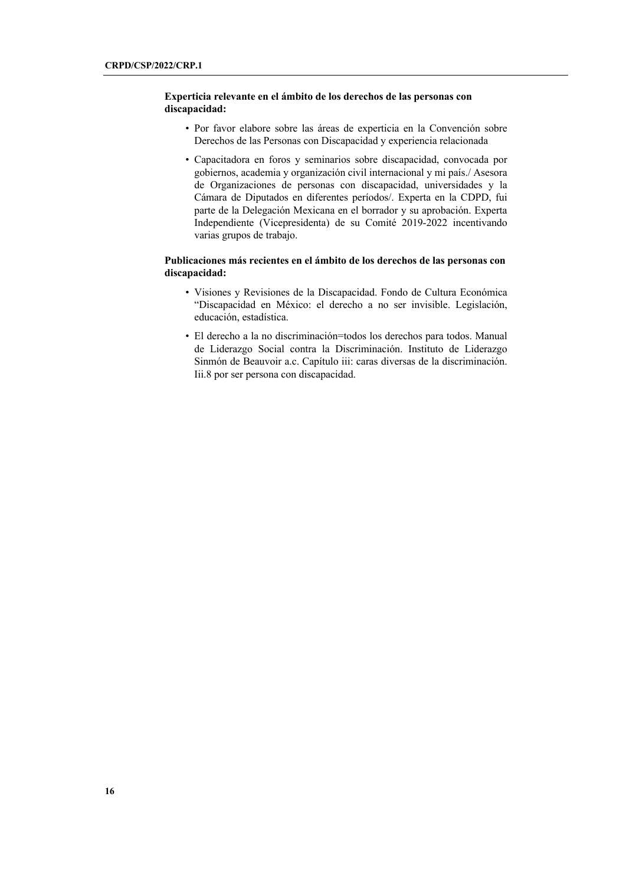**Experticia relevante en el ámbito de los derechos de las personas con discapacidad:**

- Por favor elabore sobre las áreas de experticia en la Convención sobre Derechos de las Personas con Discapacidad y experiencia relacionada
- Capacitadora en foros y seminarios sobre discapacidad, convocada por gobiernos, academia y organización civil internacional y mi país./ Asesora de Organizaciones de personas con discapacidad, universidades y la Cámara de Diputados en diferentes períodos/. Experta en la CDPD, fui parte de la Delegación Mexicana en el borrador y su aprobación. Experta Independiente (Vicepresidenta) de su Comité 2019-2022 incentivando varias grupos de trabajo.

**Publicaciones más recientes en el ámbito de los derechos de las personas con discapacidad:**

- Visiones y Revisiones de la Discapacidad. Fondo de Cultura Económica "Discapacidad en México: el derecho a no ser invisible. Legislación, educación, estadística.
- El derecho a la no discriminación=todos los derechos para todos. Manual de Liderazgo Social contra la Discriminación. Instituto de Liderazgo Sinmón de Beauvoir a.c. Capítulo iii: caras diversas de la discriminación. Iii.8 por ser persona con discapacidad.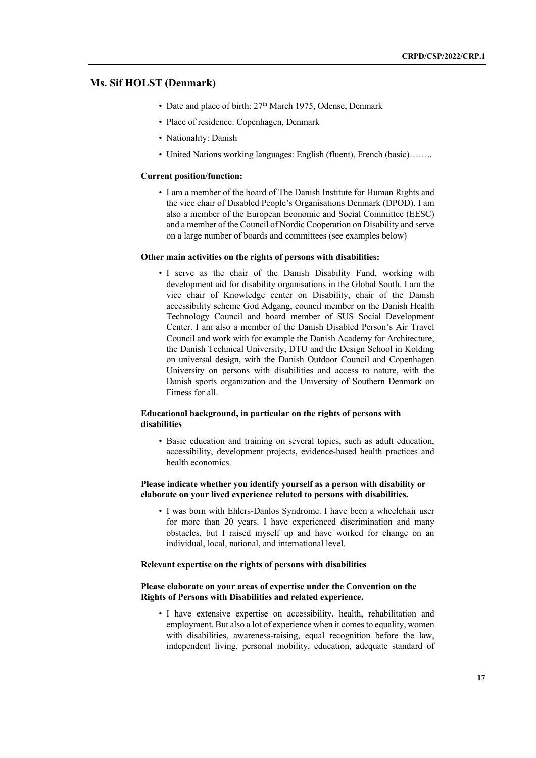## Ms. Sif HOLST (Denmark)

- Date and place of birth: 27th March 1975, Odense, Denmark
- Place of residence: Copenhagen, Denmark
- Nationality: Danish
- United Nations working languages: English (fluent), French (basic)……..

#### Current position/function:

- I am a member of the board of The Danish Institute for Human Rights and the vice chair of Disabled People's Organisations Denmark (DPOD). I am also a member of the European Economic and Social Committee (EESC) and a member of the Council of Nordic Cooperation on Disability and serve on a large number of boards and committees (see examples below)

#### Other main activities on the rights of persons with disabilities:

- I serve as the chair of the Danish Disability Fund, working with development aid for disability organisations in the Global South. I am the vice chair of Knowledge center on Disability, chair of the Danish accessibility scheme God Adgang, council member on the Danish Health Technology Council and board member of SUS Social Development Center. I am also a member of the Danish Disabled Person's Air Travel Council and work with for example the Danish Academy for Architecture, the Danish Technical University, DTU and the Design School in Kolding on universal design, with the Danish Outdoor Council and Copenhagen University on persons with disabilities and access to nature, with the Danish sports organization and the University of Southern Denmark on Fitness for all.

#### Educational background, in particular on the rights of persons with disabilities

- Basic education and training on several topics, such as adult education, accessibility, development projects, evidence-based health practices and health economics.

#### Please indicate whether you identify yourself as a person with disability or elaborate on your lived experience related to persons with disabilities.

- I was born with Ehlers-Danlos Syndrome. I have been a wheelchair user for more than 20 years. I have experienced discrimination and many obstacles, but I raised myself up and have worked for change on an individual, local, national, and international level.

#### Relevant expertise on the rights of persons with disabilities

#### Please elaborate on your areas of expertise under the Convention on the Rights of Persons with Disabilities and related experience.

- I have extensive expertise on accessibility, health, rehabilitation and employment. But also a lot of experience when it comes to equality, women with disabilities, awareness-raising, equal recognition before the law, independent living, personal mobility, education, adequate standard of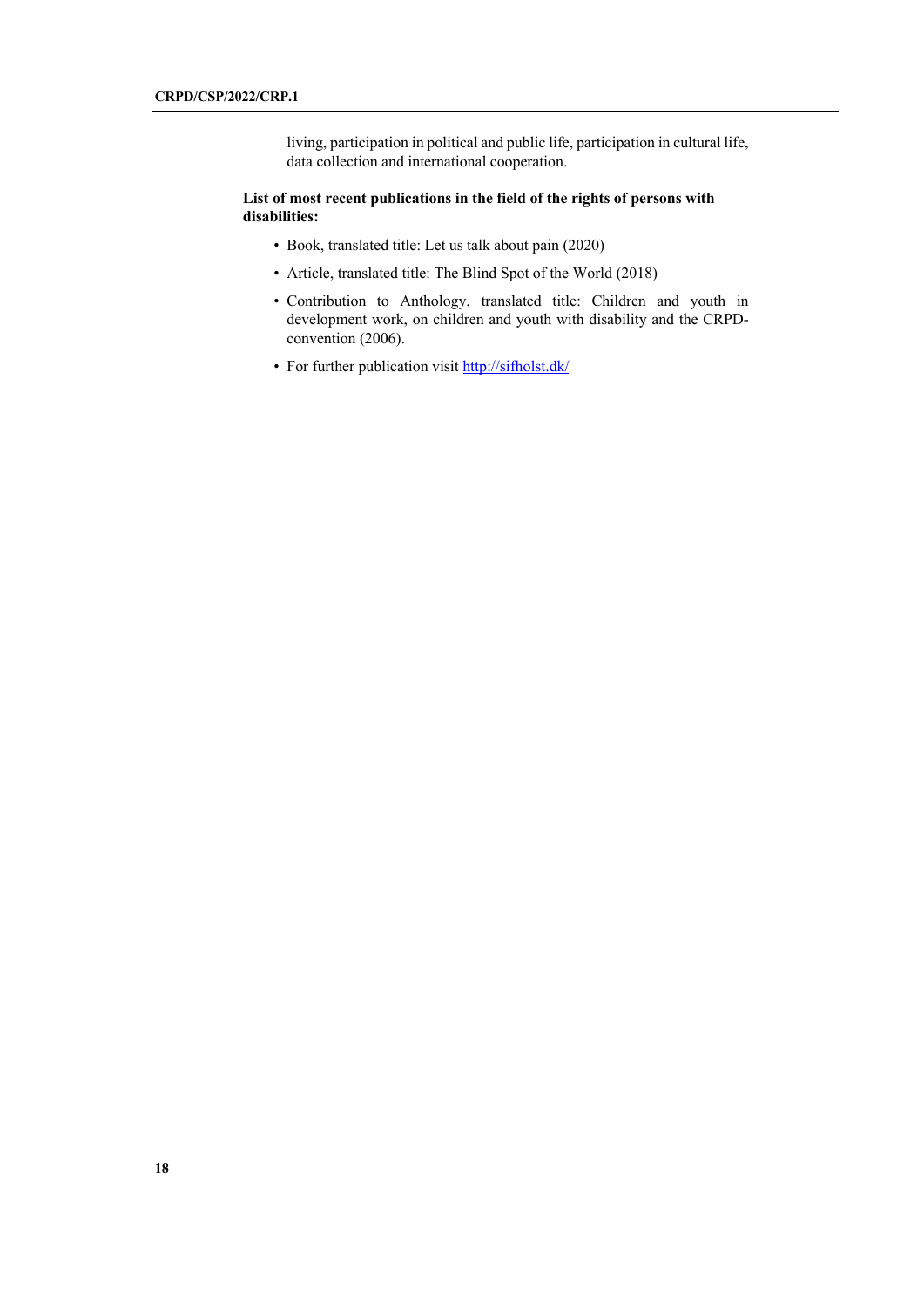living, participation in political and public life, participation in cultural life, data collection and international cooperation.

**List of most recent publications in the field of the rights of persons with disabilities:**

- Book, translated title: Let us talk about pain (2020)
- Article, translated title: The Blind Spot of the World (2018)
- Contribution to Anthology, translated title: Children and youth in development work, on children and youth with disability and the CRPD-convention (2006).
- For further publication visit [http://sifholst.dk/](http://sifholst.dk/)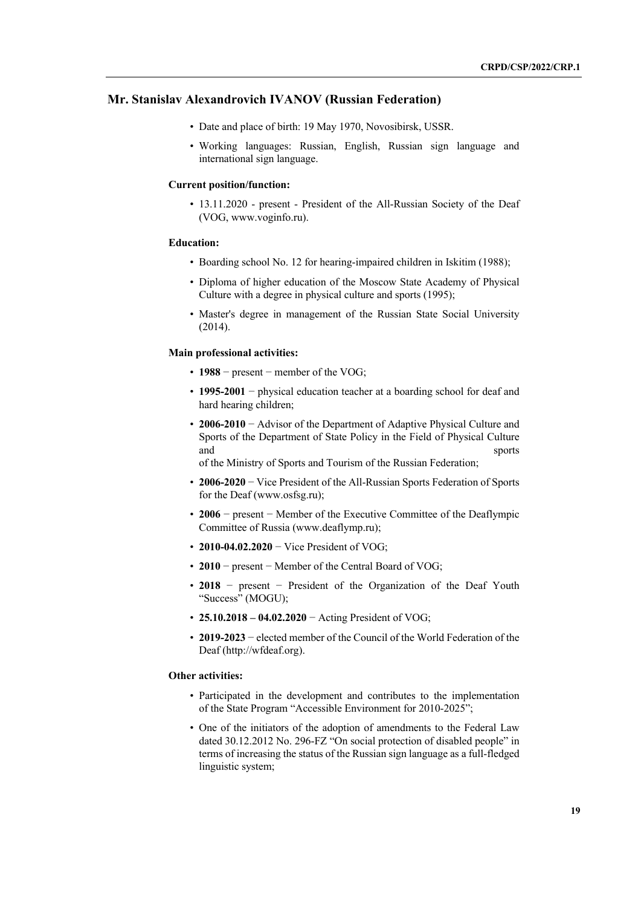## Mr. Stanislav Alexandrovich IVANOV (Russian Federation)

- Date and place of birth: 19 May 1970, Novosibirsk, USSR.
- Working languages: Russian, English, Russian sign language and international sign language.

### Current position/function:

- 13.11.2020 - present - President of the All-Russian Society of the Deaf (VOG, www.voginfo.ru).

### Education:

- Boarding school No. 12 for hearing-impaired children in Iskitim (1988);
- Diploma of higher education of the Moscow State Academy of Physical Culture with a degree in physical culture and sports (1995);
- Master's degree in management of the Russian State Social University (2014).

### Main professional activities:

- **1988** − present − member of the VOG;
- **1995-2001** − physical education teacher at a boarding school for deaf and hard hearing children;
- **2006-2010** − Advisor of the Department of Adaptive Physical Culture and Sports of the Department of State Policy in the Field of Physical Culture and sports of the Ministry of Sports and Tourism of the Russian Federation;
- **2006-2020** − Vice President of the All-Russian Sports Federation of Sports for the Deaf (www.osfsg.ru);
- **2006** − present − Member of the Executive Committee of the Deaflympic Committee of Russia (www.deaflymp.ru);
- **2010-04.02.2020** − Vice President of VOG;
- **2010** − present − Member of the Central Board of VOG;
- **2018** − present − President of the Organization of the Deaf Youth "Success" (MOGU);
- **25.10.2018 – 04.02.2020** − Acting President of VOG;
- **2019-2023** − elected member of the Council of the World Federation of the Deaf (http://wfdeaf.org).

### Other activities:

- Participated in the development and contributes to the implementation of the State Program "Accessible Environment for 2010-2025";
- One of the initiators of the adoption of amendments to the Federal Law dated 30.12.2012 No. 296-FZ "On social protection of disabled people" in terms of increasing the status of the Russian sign language as a full-fledged linguistic system;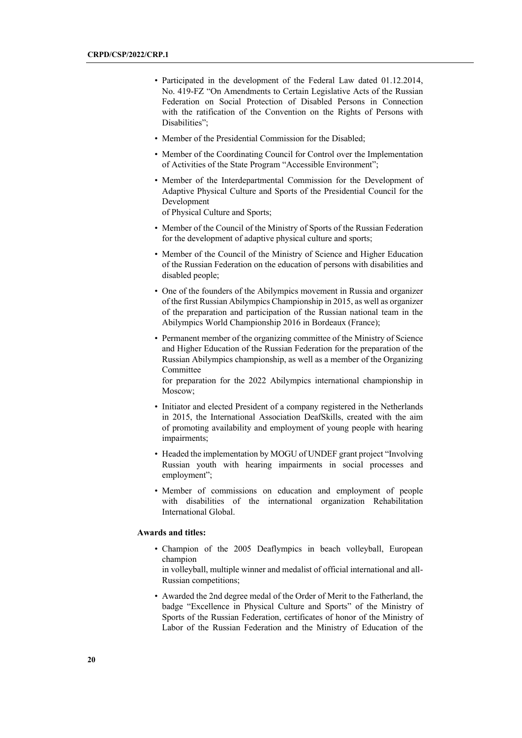- Participated in the development of the Federal Law dated 01.12.2014, No. 419-FZ "On Amendments to Certain Legislative Acts of the Russian Federation on Social Protection of Disabled Persons in Connection with the ratification of the Convention on the Rights of Persons with Disabilities";
- Member of the Presidential Commission for the Disabled;
- Member of the Coordinating Council for Control over the Implementation of Activities of the State Program "Accessible Environment";
- Member of the Interdepartmental Commission for the Development of Adaptive Physical Culture and Sports of the Presidential Council for the Development of Physical Culture and Sports;
- Member of the Council of the Ministry of Sports of the Russian Federation for the development of adaptive physical culture and sports;
- Member of the Council of the Ministry of Science and Higher Education of the Russian Federation on the education of persons with disabilities and disabled people;
- One of the founders of the Abilympics movement in Russia and organizer of the first Russian Abilympics Championship in 2015, as well as organizer of the preparation and participation of the Russian national team in the Abilympics World Championship 2016 in Bordeaux (France);
- Permanent member of the organizing committee of the Ministry of Science and Higher Education of the Russian Federation for the preparation of the Russian Abilympics championship, as well as a member of the Organizing Committee for preparation for the 2022 Abilympics international championship in Moscow;
- Initiator and elected President of a company registered in the Netherlands in 2015, the International Association DeafSkills, created with the aim of promoting availability and employment of young people with hearing impairments;
- Headed the implementation by MOGU of UNDEF grant project "Involving Russian youth with hearing impairments in social processes and employment";
- Member of commissions on education and employment of people with disabilities of the international organization Rehabilitation International Global.

**Awards and titles:**

- Champion of the 2005 Deaflympics in beach volleyball, European champion in volleyball, multiple winner and medalist of official international and all-Russian competitions;
- Awarded the 2nd degree medal of the Order of Merit to the Fatherland, the badge "Excellence in Physical Culture and Sports" of the Ministry of Sports of the Russian Federation, certificates of honor of the Ministry of Labor of the Russian Federation and the Ministry of Education of the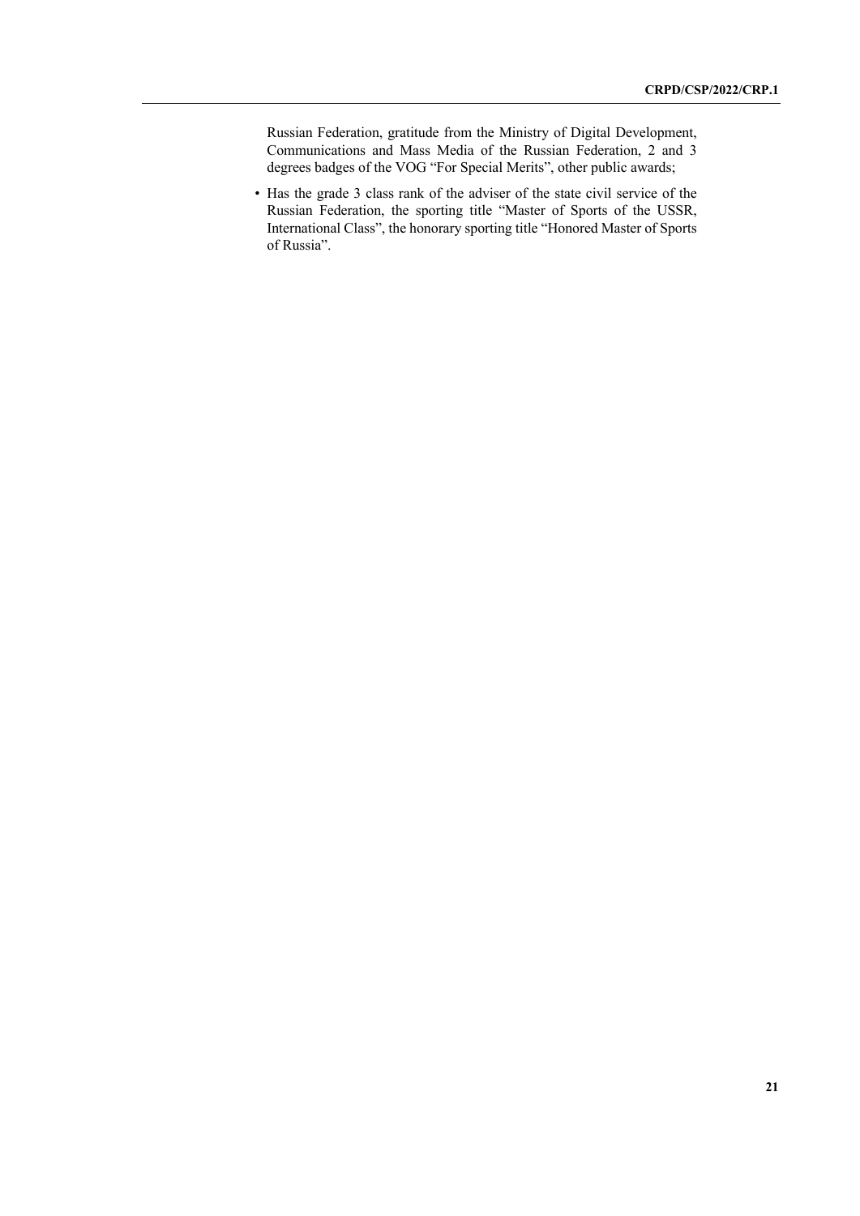Russian Federation, gratitude from the Ministry of Digital Development, Communications and Mass Media of the Russian Federation, 2 and 3 degrees badges of the VOG "For Special Merits", other public awards;

- Has the grade 3 class rank of the adviser of the state civil service of the Russian Federation, the sporting title "Master of Sports of the USSR, International Class", the honorary sporting title "Honored Master of Sports of Russia".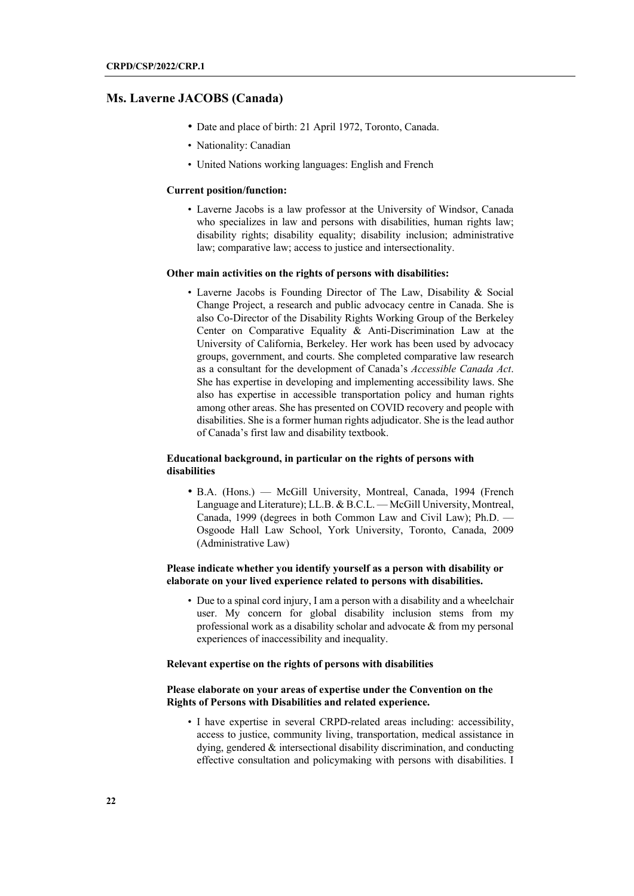## Ms. Laverne JACOBS (Canada)

- Date and place of birth: 21 April 1972, Toronto, Canada.
- Nationality: Canadian
- United Nations working languages: English and French

**Current position/function:**

- Laverne Jacobs is a law professor at the University of Windsor, Canada who specializes in law and persons with disabilities, human rights law; disability rights; disability equality; disability inclusion; administrative law; comparative law; access to justice and intersectionality.

**Other main activities on the rights of persons with disabilities:**

- Laverne Jacobs is Founding Director of The Law, Disability & Social Change Project, a research and public advocacy centre in Canada. She is also Co-Director of the Disability Rights Working Group of the Berkeley Center on Comparative Equality & Anti-Discrimination Law at the University of California, Berkeley. Her work has been used by advocacy groups, government, and courts. She completed comparative law research as a consultant for the development of Canada's *Accessible Canada Act*. She has expertise in developing and implementing accessibility laws. She also has expertise in accessible transportation policy and human rights among other areas. She has presented on COVID recovery and people with disabilities. She is a former human rights adjudicator. She is the lead author of Canada's first law and disability textbook.

**Educational background, in particular on the rights of persons with disabilities**

- B.A. (Hons.) — McGill University, Montreal, Canada, 1994 (French Language and Literature); LL.B. & B.C.L. — McGill University, Montreal, Canada, 1999 (degrees in both Common Law and Civil Law); Ph.D. — Osgoode Hall Law School, York University, Toronto, Canada, 2009 (Administrative Law)

**Please indicate whether you identify yourself as a person with disability or elaborate on your lived experience related to persons with disabilities.**

- Due to a spinal cord injury, I am a person with a disability and a wheelchair user. My concern for global disability inclusion stems from my professional work as a disability scholar and advocate & from my personal experiences of inaccessibility and inequality.

**Relevant expertise on the rights of persons with disabilities**

**Please elaborate on your areas of expertise under the Convention on the Rights of Persons with Disabilities and related experience.**

- I have expertise in several CRPD-related areas including: accessibility, access to justice, community living, transportation, medical assistance in dying, gendered & intersectional disability discrimination, and conducting effective consultation and policymaking with persons with disabilities. I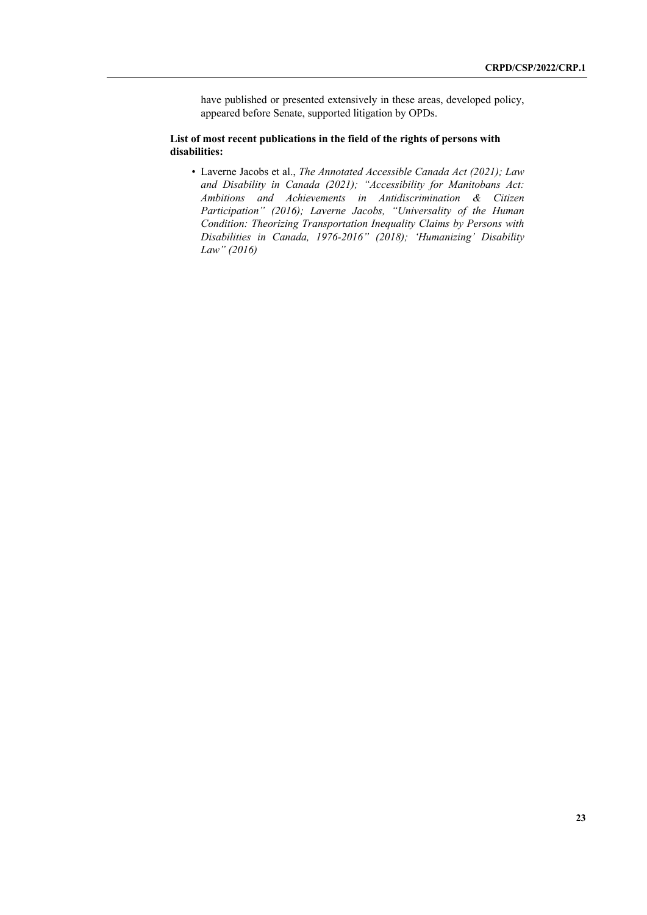have published or presented extensively in these areas, developed policy, appeared before Senate, supported litigation by OPDs.

**List of most recent publications in the field of the rights of persons with disabilities:**

- Laverne Jacobs et al., *The Annotated Accessible Canada Act (2021); Law and Disability in Canada (2021); "Accessibility for Manitobans Act: Ambitions and Achievements in Antidiscrimination & Citizen Participation" (2016); Laverne Jacobs, "Universality of the Human Condition: Theorizing Transportation Inequality Claims by Persons with Disabilities in Canada, 1976-2016" (2018); 'Humanizing' Disability Law" (2016)*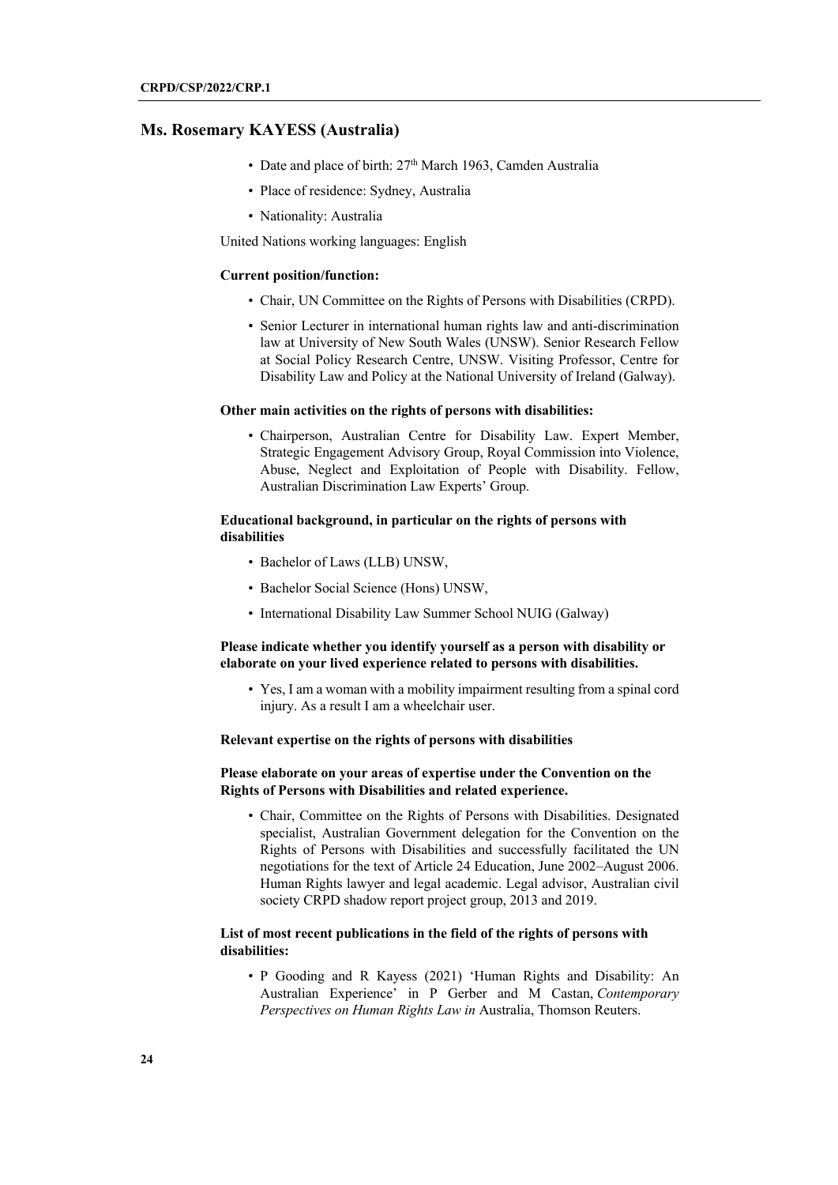## Ms. Rosemary KAYESS (Australia)

- Date and place of birth: 27th March 1963, Camden Australia
- Place of residence: Sydney, Australia
- Nationality: Australia

United Nations working languages: English

**Current position/function:**

- Chair, UN Committee on the Rights of Persons with Disabilities (CRPD).
- Senior Lecturer in international human rights law and anti-discrimination law at University of New South Wales (UNSW). Senior Research Fellow at Social Policy Research Centre, UNSW. Visiting Professor, Centre for Disability Law and Policy at the National University of Ireland (Galway).

**Other main activities on the rights of persons with disabilities:**

- Chairperson, Australian Centre for Disability Law. Expert Member, Strategic Engagement Advisory Group, Royal Commission into Violence, Abuse, Neglect and Exploitation of People with Disability. Fellow, Australian Discrimination Law Experts' Group.

**Educational background, in particular on the rights of persons with disabilities**

- Bachelor of Laws (LLB) UNSW,
- Bachelor Social Science (Hons) UNSW,
- International Disability Law Summer School NUIG (Galway)

**Please indicate whether you identify yourself as a person with disability or elaborate on your lived experience related to persons with disabilities.**

- Yes, I am a woman with a mobility impairment resulting from a spinal cord injury. As a result I am a wheelchair user.

**Relevant expertise on the rights of persons with disabilities**

**Please elaborate on your areas of expertise under the Convention on the Rights of Persons with Disabilities and related experience.**

- Chair, Committee on the Rights of Persons with Disabilities. Designated specialist, Australian Government delegation for the Convention on the Rights of Persons with Disabilities and successfully facilitated the UN negotiations for the text of Article 24 Education, June 2002–August 2006. Human Rights lawyer and legal academic. Legal advisor, Australian civil society CRPD shadow report project group, 2013 and 2019.

**List of most recent publications in the field of the rights of persons with disabilities:**

- P Gooding and R Kayess (2021) 'Human Rights and Disability: An Australian Experience' in P Gerber and M Castan, *Contemporary Perspectives on Human Rights Law in* Australia, Thomson Reuters.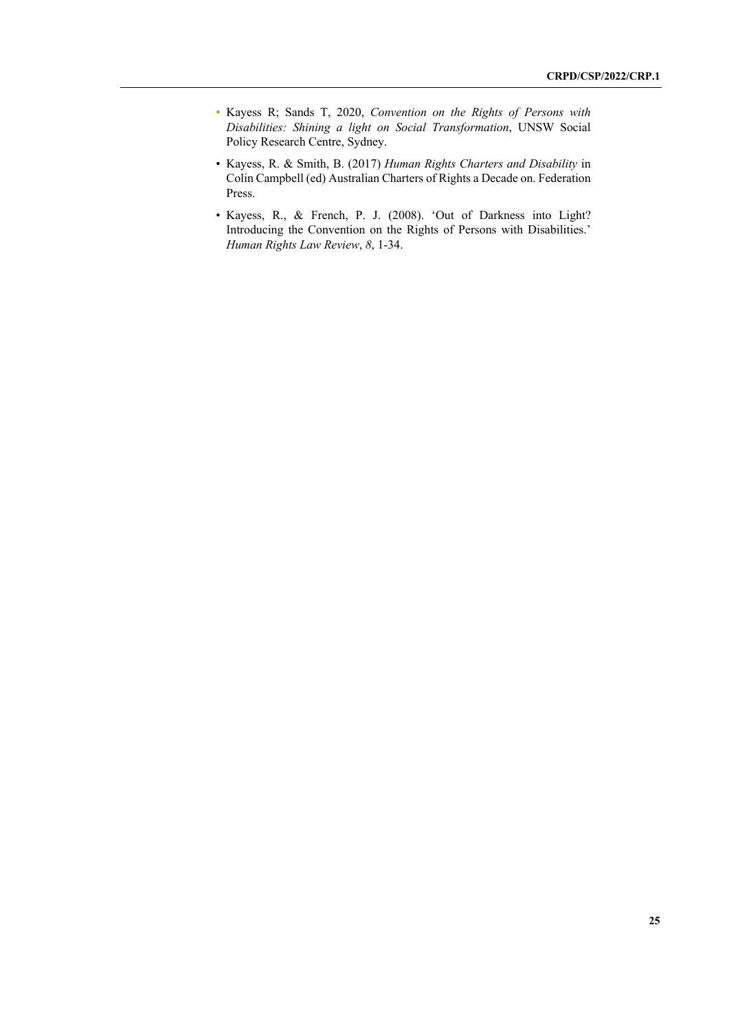- Kayess R; Sands T, 2020, *Convention on the Rights of Persons with Disabilities: Shining a light on Social Transformation*, UNSW Social Policy Research Centre, Sydney.
- Kayess, R. & Smith, B. (2017) *Human Rights Charters and Disability* in Colin Campbell (ed) Australian Charters of Rights a Decade on. Federation Press.
- Kayess, R., & French, P. J. (2008). 'Out of Darkness into Light? Introducing the Convention on the Rights of Persons with Disabilities.' *Human Rights Law Review*, *8*, 1-34.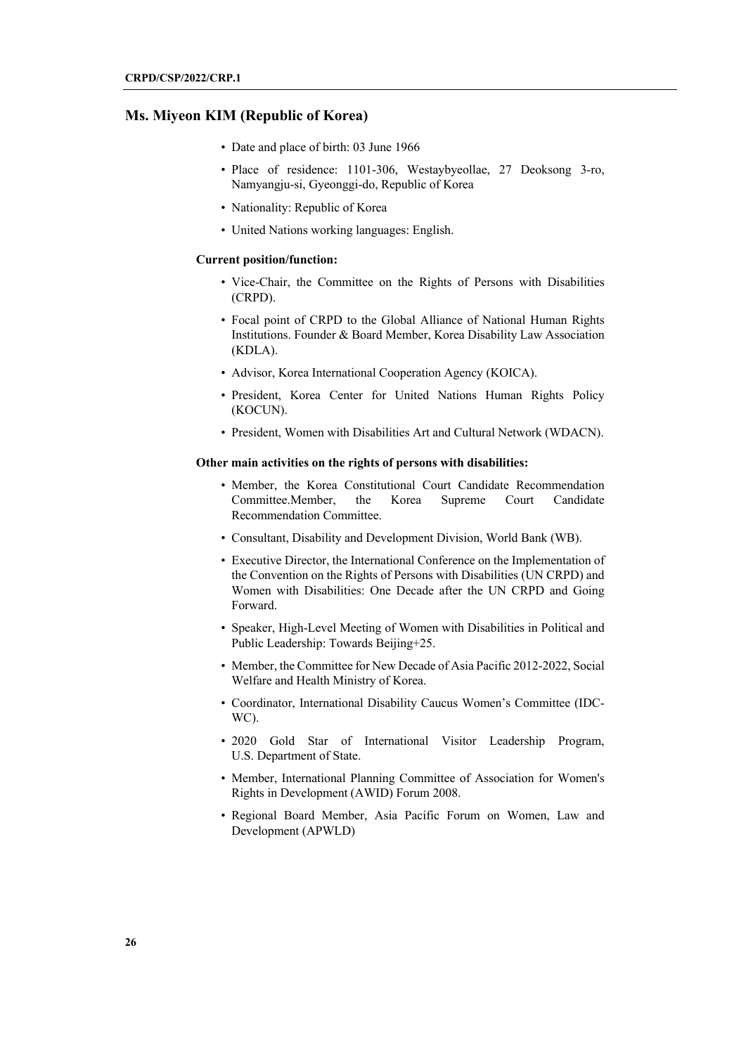## Ms. Miyeon KIM (Republic of Korea)

- Date and place of birth: 03 June 1966
- Place of residence: 1101-306, Westaybyeollae, 27 Deoksong 3-ro, Namyangju-si, Gyeonggi-do, Republic of Korea
- Nationality: Republic of Korea
- United Nations working languages: English.

**Current position/function:**

- Vice-Chair, the Committee on the Rights of Persons with Disabilities (CRPD).
- Focal point of CRPD to the Global Alliance of National Human Rights Institutions. Founder & Board Member, Korea Disability Law Association (KDLA).
- Advisor, Korea International Cooperation Agency (KOICA).
- President, Korea Center for United Nations Human Rights Policy (KOCUN).
- President, Women with Disabilities Art and Cultural Network (WDACN).

**Other main activities on the rights of persons with disabilities:**

- Member, the Korea Constitutional Court Candidate Recommendation Committee.Member, the Korea Supreme Court Candidate Recommendation Committee.
- Consultant, Disability and Development Division, World Bank (WB).
- Executive Director, the International Conference on the Implementation of the Convention on the Rights of Persons with Disabilities (UN CRPD) and Women with Disabilities: One Decade after the UN CRPD and Going Forward.
- Speaker, High-Level Meeting of Women with Disabilities in Political and Public Leadership: Towards Beijing+25.
- Member, the Committee for New Decade of Asia Pacific 2012-2022, Social Welfare and Health Ministry of Korea.
- Coordinator, International Disability Caucus Women's Committee (IDC-WC).
- 2020 Gold Star of International Visitor Leadership Program, U.S. Department of State.
- Member, International Planning Committee of Association for Women's Rights in Development (AWID) Forum 2008.
- Regional Board Member, Asia Pacific Forum on Women, Law and Development (APWLD)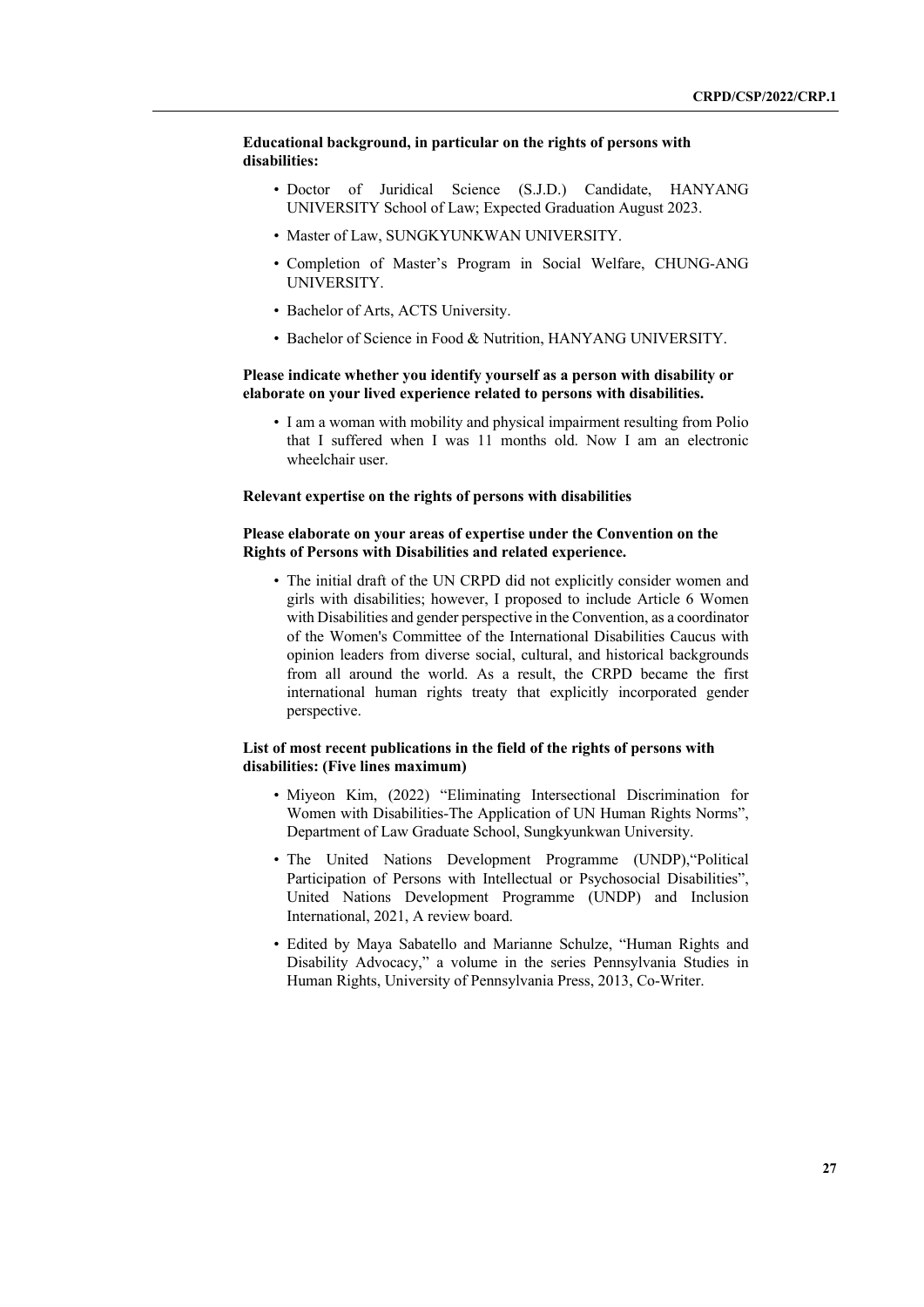**Educational background, in particular on the rights of persons with disabilities:**

- Doctor of Juridical Science (S.J.D.) Candidate, HANYANG UNIVERSITY School of Law; Expected Graduation August 2023.
- Master of Law, SUNGKYUNKWAN UNIVERSITY.
- Completion of Master's Program in Social Welfare, CHUNG-ANG UNIVERSITY.
- Bachelor of Arts, ACTS University.
- Bachelor of Science in Food & Nutrition, HANYANG UNIVERSITY.

**Please indicate whether you identify yourself as a person with disability or elaborate on your lived experience related to persons with disabilities.**

- I am a woman with mobility and physical impairment resulting from Polio that I suffered when I was 11 months old. Now I am an electronic wheelchair user.

**Relevant expertise on the rights of persons with disabilities**

**Please elaborate on your areas of expertise under the Convention on the Rights of Persons with Disabilities and related experience.**

- The initial draft of the UN CRPD did not explicitly consider women and girls with disabilities; however, I proposed to include Article 6 Women with Disabilities and gender perspective in the Convention, as a coordinator of the Women's Committee of the International Disabilities Caucus with opinion leaders from diverse social, cultural, and historical backgrounds from all around the world. As a result, the CRPD became the first international human rights treaty that explicitly incorporated gender perspective.

**List of most recent publications in the field of the rights of persons with disabilities: (Five lines maximum)**

- Miyeon Kim, (2022) "Eliminating Intersectional Discrimination for Women with Disabilities-The Application of UN Human Rights Norms", Department of Law Graduate School, Sungkyunkwan University.
- The United Nations Development Programme (UNDP),"Political Participation of Persons with Intellectual or Psychosocial Disabilities", United Nations Development Programme (UNDP) and Inclusion International, 2021, A review board.
- Edited by Maya Sabatello and Marianne Schulze, "Human Rights and Disability Advocacy," a volume in the series Pennsylvania Studies in Human Rights, University of Pennsylvania Press, 2013, Co-Writer.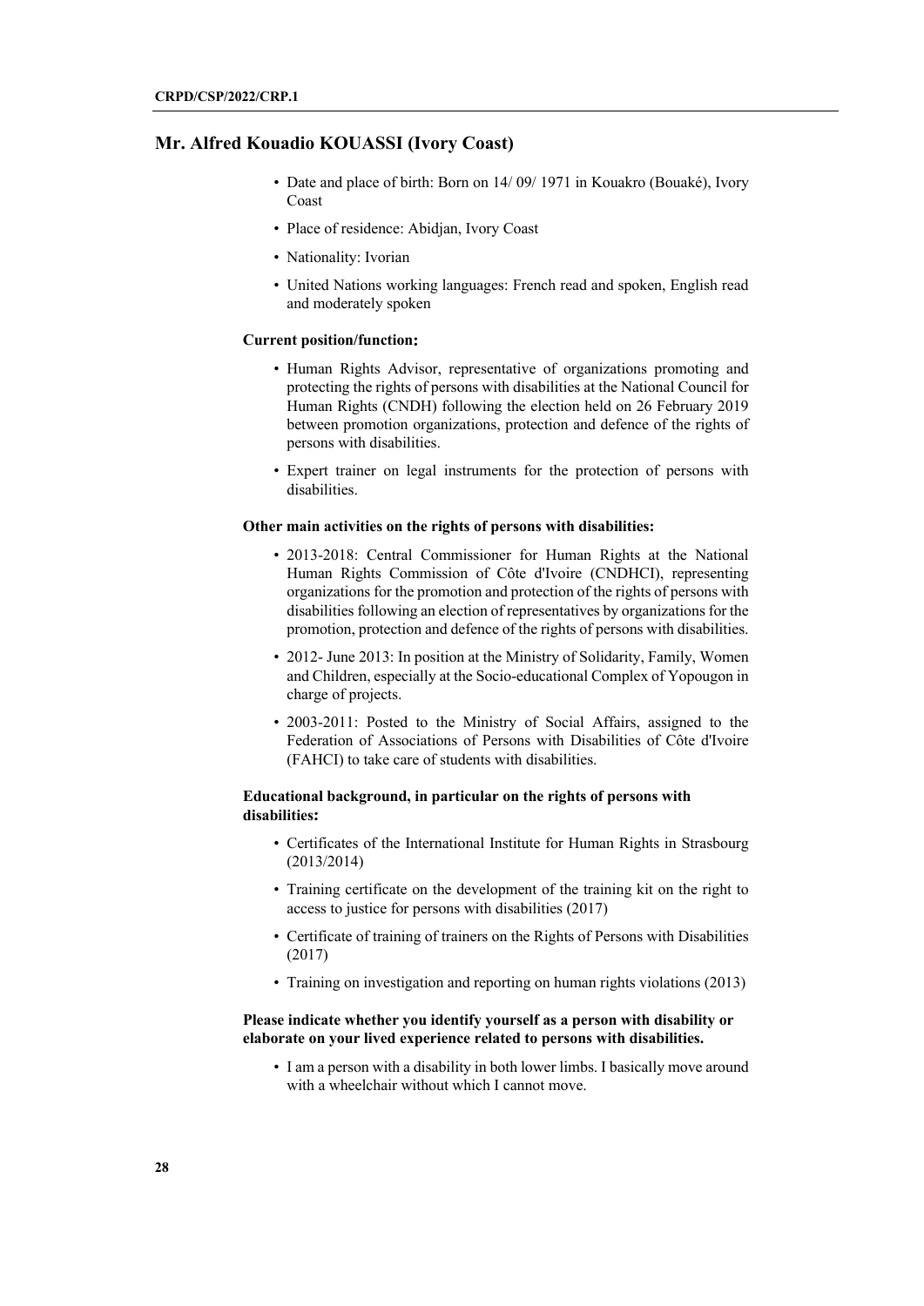## Mr. Alfred Kouadio KOUASSI (Ivory Coast)

- Date and place of birth: Born on 14/ 09/ 1971 in Kouakro (Bouaké), Ivory Coast
- Place of residence: Abidjan, Ivory Coast
- Nationality: Ivorian
- United Nations working languages: French read and spoken, English read and moderately spoken

**Current position/function:**

- Human Rights Advisor, representative of organizations promoting and protecting the rights of persons with disabilities at the National Council for Human Rights (CNDH) following the election held on 26 February 2019 between promotion organizations, protection and defence of the rights of persons with disabilities.
- Expert trainer on legal instruments for the protection of persons with disabilities.

**Other main activities on the rights of persons with disabilities:**

- 2013-2018: Central Commissioner for Human Rights at the National Human Rights Commission of Côte d'Ivoire (CNDHCI), representing organizations for the promotion and protection of the rights of persons with disabilities following an election of representatives by organizations for the promotion, protection and defence of the rights of persons with disabilities.
- 2012- June 2013: In position at the Ministry of Solidarity, Family, Women and Children, especially at the Socio-educational Complex of Yopougon in charge of projects.
- 2003-2011: Posted to the Ministry of Social Affairs, assigned to the Federation of Associations of Persons with Disabilities of Côte d'Ivoire (FAHCI) to take care of students with disabilities.

**Educational background, in particular on the rights of persons with disabilities:**

- Certificates of the International Institute for Human Rights in Strasbourg (2013/2014)
- Training certificate on the development of the training kit on the right to access to justice for persons with disabilities (2017)
- Certificate of training of trainers on the Rights of Persons with Disabilities (2017)
- Training on investigation and reporting on human rights violations (2013)

**Please indicate whether you identify yourself as a person with disability or elaborate on your lived experience related to persons with disabilities.**

- I am a person with a disability in both lower limbs. I basically move around with a wheelchair without which I cannot move.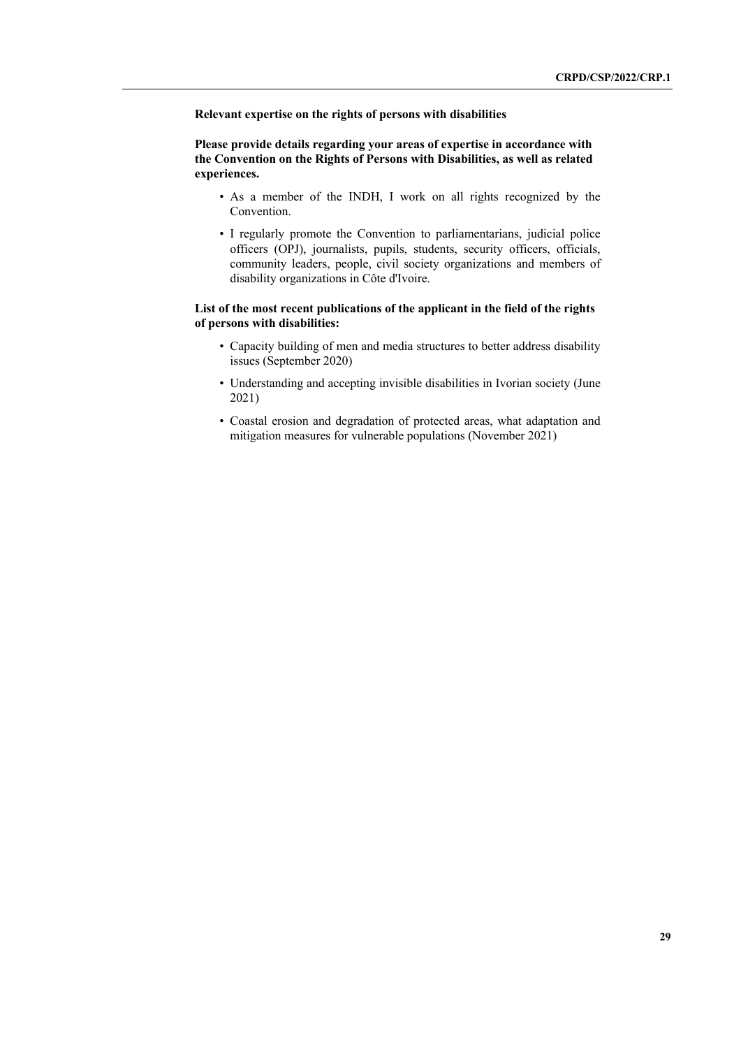**Relevant expertise on the rights of persons with disabilities**

**Please provide details regarding your areas of expertise in accordance with the Convention on the Rights of Persons with Disabilities, as well as related experiences.**

- As a member of the INDH, I work on all rights recognized by the Convention.
- I regularly promote the Convention to parliamentarians, judicial police officers (OPJ), journalists, pupils, students, security officers, officials, community leaders, people, civil society organizations and members of disability organizations in Côte d'Ivoire.

**List of the most recent publications of the applicant in the field of the rights of persons with disabilities:**

- Capacity building of men and media structures to better address disability issues (September 2020)
- Understanding and accepting invisible disabilities in Ivorian society (June 2021)
- Coastal erosion and degradation of protected areas, what adaptation and mitigation measures for vulnerable populations (November 2021)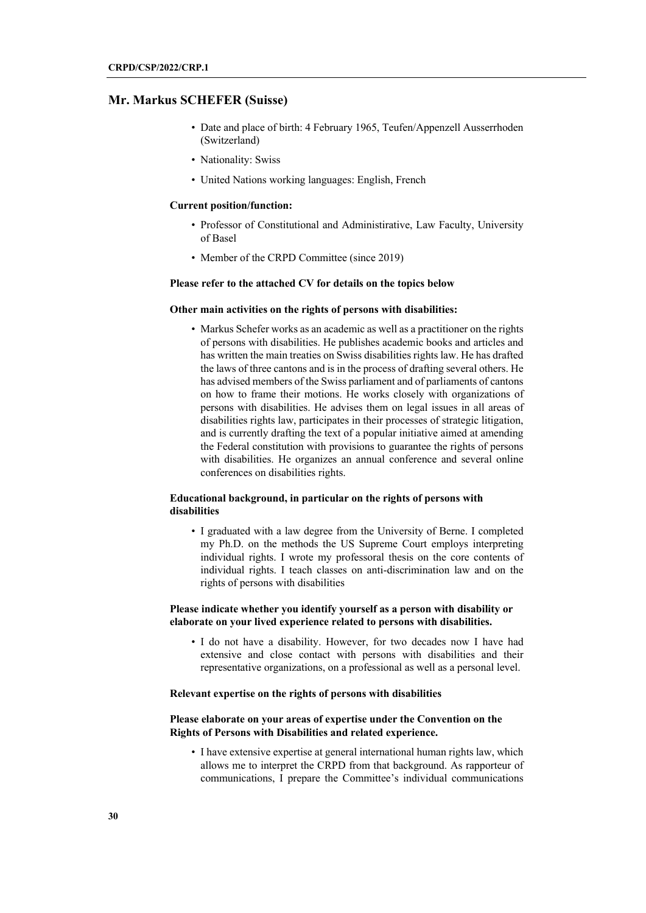## Mr. Markus SCHEFER (Suisse)

- Date and place of birth: 4 February 1965, Teufen/Appenzell Ausserrhoden (Switzerland)
- Nationality: Swiss
- United Nations working languages: English, French

**Current position/function:**

- Professor of Constitutional and Administirative, Law Faculty, University of Basel
- Member of the CRPD Committee (since 2019)

**Please refer to the attached CV for details on the topics below**

**Other main activities on the rights of persons with disabilities:**

- Markus Schefer works as an academic as well as a practitioner on the rights of persons with disabilities. He publishes academic books and articles and has written the main treaties on Swiss disabilities rights law. He has drafted the laws of three cantons and is in the process of drafting several others. He has advised members of the Swiss parliament and of parliaments of cantons on how to frame their motions. He works closely with organizations of persons with disabilities. He advises them on legal issues in all areas of disabilities rights law, participates in their processes of strategic litigation, and is currently drafting the text of a popular initiative aimed at amending the Federal constitution with provisions to guarantee the rights of persons with disabilities. He organizes an annual conference and several online conferences on disabilities rights.

**Educational background, in particular on the rights of persons with disabilities**

- I graduated with a law degree from the University of Berne. I completed my Ph.D. on the methods the US Supreme Court employs interpreting individual rights. I wrote my professoral thesis on the core contents of individual rights. I teach classes on anti-discrimination law and on the rights of persons with disabilities

**Please indicate whether you identify yourself as a person with disability or elaborate on your lived experience related to persons with disabilities.**

- I do not have a disability. However, for two decades now I have had extensive and close contact with persons with disabilities and their representative organizations, on a professional as well as a personal level.

**Relevant expertise on the rights of persons with disabilities**

**Please elaborate on your areas of expertise under the Convention on the Rights of Persons with Disabilities and related experience.**

- I have extensive expertise at general international human rights law, which allows me to interpret the CRPD from that background. As rapporteur of communications, I prepare the Committee's individual communications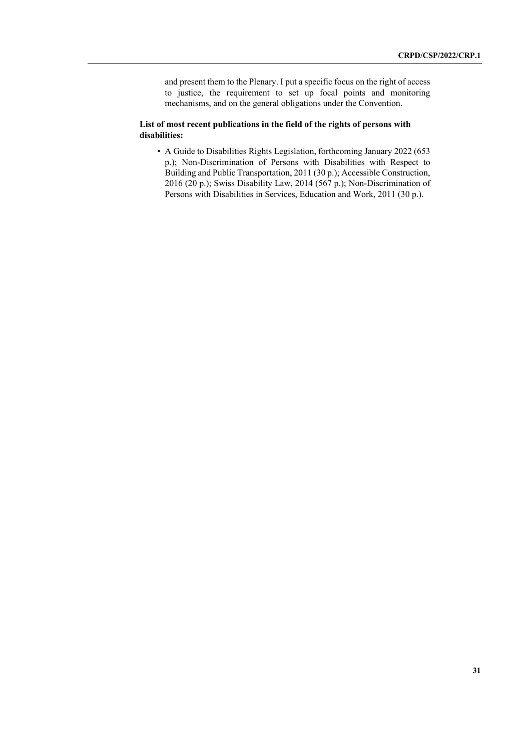and present them to the Plenary. I put a specific focus on the right of access to justice, the requirement to set up focal points and monitoring mechanisms, and on the general obligations under the Convention.

**List of most recent publications in the field of the rights of persons with disabilities:**

- A Guide to Disabilities Rights Legislation, forthcoming January 2022 (653 p.); Non-Discrimination of Persons with Disabilities with Respect to Building and Public Transportation, 2011 (30 p.); Accessible Construction, 2016 (20 p.); Swiss Disability Law, 2014 (567 p.); Non-Discrimination of Persons with Disabilities in Services, Education and Work, 2011 (30 p.).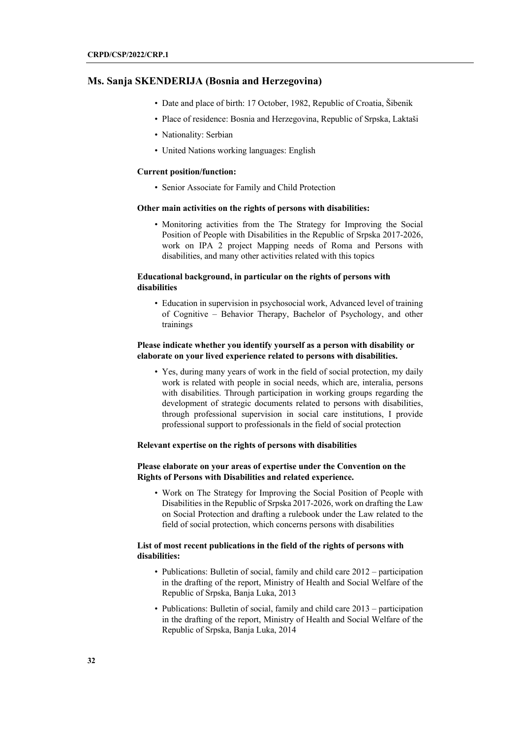## Ms. Sanja SKENDERIJA (Bosnia and Herzegovina)

- Date and place of birth: 17 October, 1982, Republic of Croatia, Šibenik
- Place of residence: Bosnia and Herzegovina, Republic of Srpska, Laktaši
- Nationality: Serbian
- United Nations working languages: English

**Current position/function:**

- Senior Associate for Family and Child Protection

**Other main activities on the rights of persons with disabilities:**

- Monitoring activities from the The Strategy for Improving the Social Position of People with Disabilities in the Republic of Srpska 2017-2026, work on IPA 2 project Mapping needs of Roma and Persons with disabilities, and many other activities related with this topics

**Educational background, in particular on the rights of persons with disabilities**

- Education in supervision in psychosocial work, Advanced level of training of Cognitive – Behavior Therapy, Bachelor of Psychology, and other trainings

**Please indicate whether you identify yourself as a person with disability or elaborate on your lived experience related to persons with disabilities.**

- Yes, during many years of work in the field of social protection, my daily work is related with people in social needs, which are, interalia, persons with disabilities. Through participation in working groups regarding the development of strategic documents related to persons with disabilities, through professional supervision in social care institutions, I provide professional support to professionals in the field of social protection

**Relevant expertise on the rights of persons with disabilities**

**Please elaborate on your areas of expertise under the Convention on the Rights of Persons with Disabilities and related experience.**

- Work on The Strategy for Improving the Social Position of People with Disabilities in the Republic of Srpska 2017-2026, work on drafting the Law on Social Protection and drafting a rulebook under the Law related to the field of social protection, which concerns persons with disabilities

**List of most recent publications in the field of the rights of persons with disabilities:**

- Publications: Bulletin of social, family and child care 2012 – participation in the drafting of the report, Ministry of Health and Social Welfare of the Republic of Srpska, Banja Luka, 2013
- Publications: Bulletin of social, family and child care 2013 – participation in the drafting of the report, Ministry of Health and Social Welfare of the Republic of Srpska, Banja Luka, 2014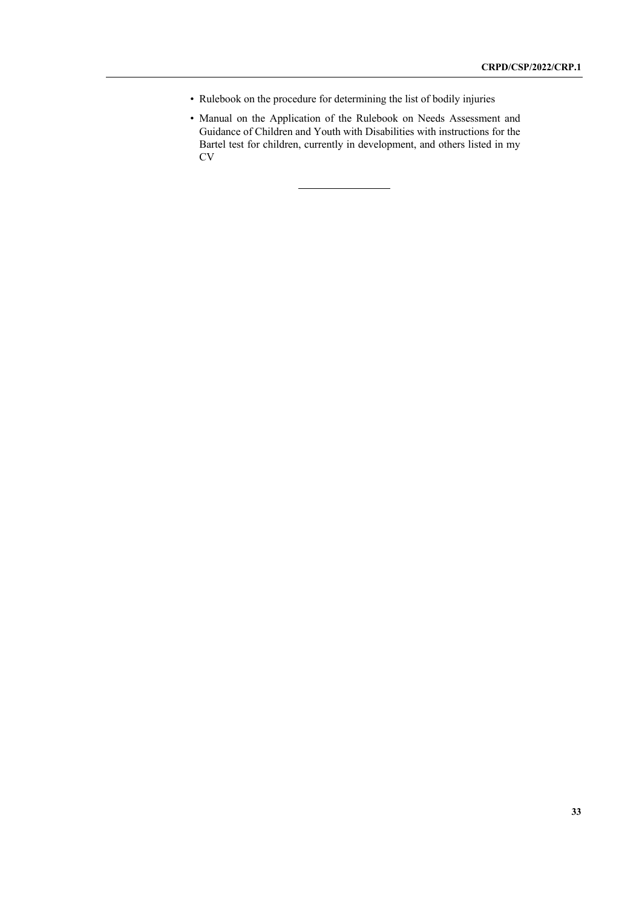- Rulebook on the procedure for determining the list of bodily injuries
- Manual on the Application of the Rulebook on Needs Assessment and Guidance of Children and Youth with Disabilities with instructions for the Bartel test for children, currently in development, and others listed in my CV